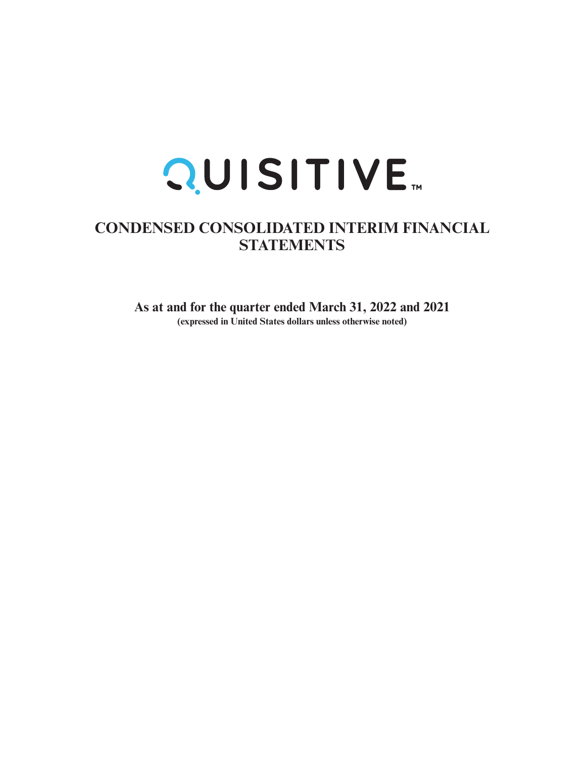# QUISITIVE™

## CONDENSED CONSOLIDATED INTERIM FINANCIAL STATEMENTS

**As at and for the quarter ended March 31, 2022 and 2021**

**(expressed in United States dollars unless otherwise noted)**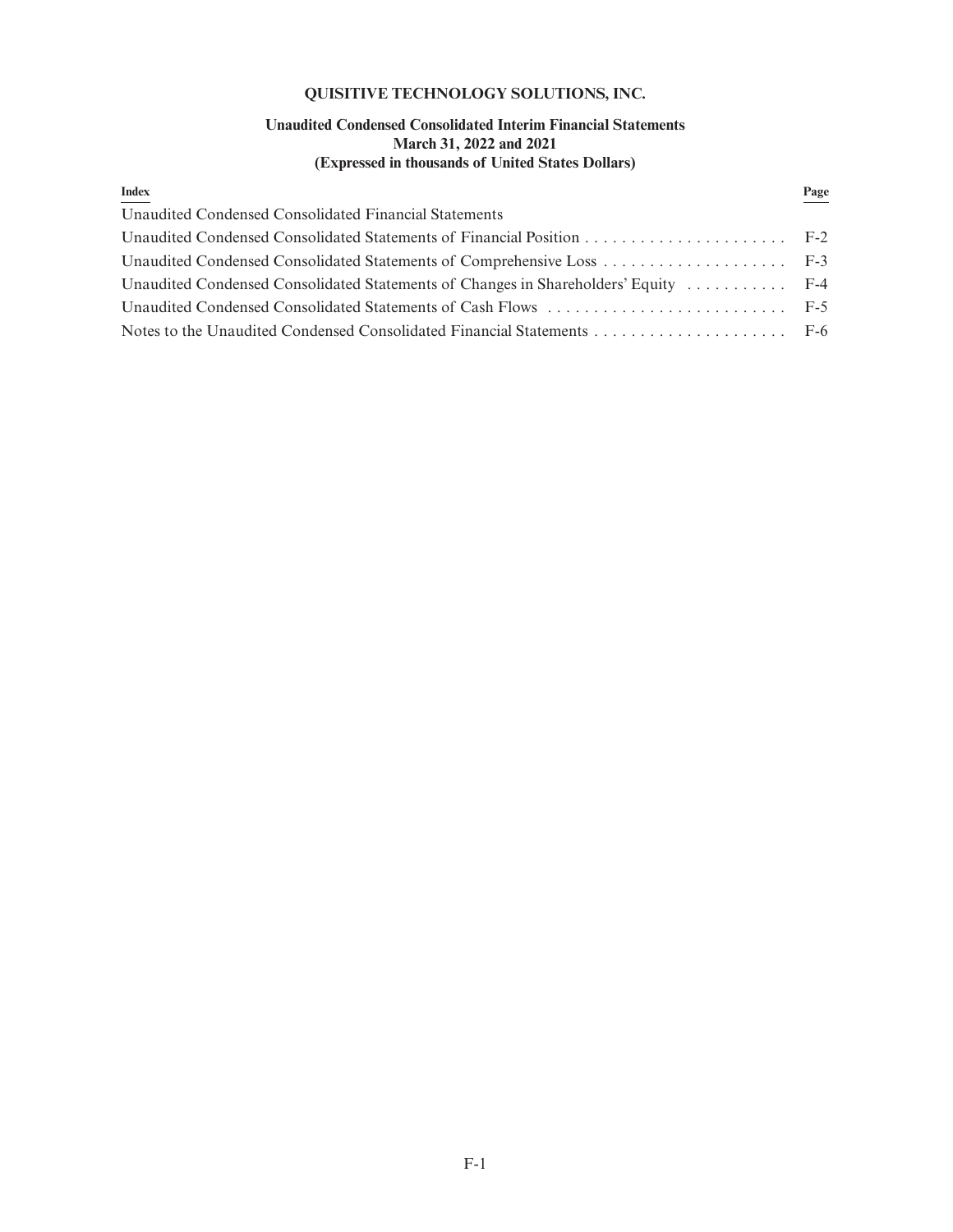# QUISITIVE TECHNOLOGY SOLUTIONS, INC.

## Unaudited Condensed Consolidated Interim Financial Statements
## March 31, 2022 and 2021
## (Expressed in thousands of United States Dollars)

| Index | Page |
|---|---|
| Unaudited Condensed Consolidated Financial Statements | |
| Unaudited Condensed Consolidated Statements of Financial Position | F-2 |
| Unaudited Condensed Consolidated Statements of Comprehensive Loss | F-3 |
| Unaudited Condensed Consolidated Statements of Changes in Shareholders' Equity | F-4 |
| Unaudited Condensed Consolidated Statements of Cash Flows | F-5 |
| Notes to the Unaudited Condensed Consolidated Financial Statements | F-6 |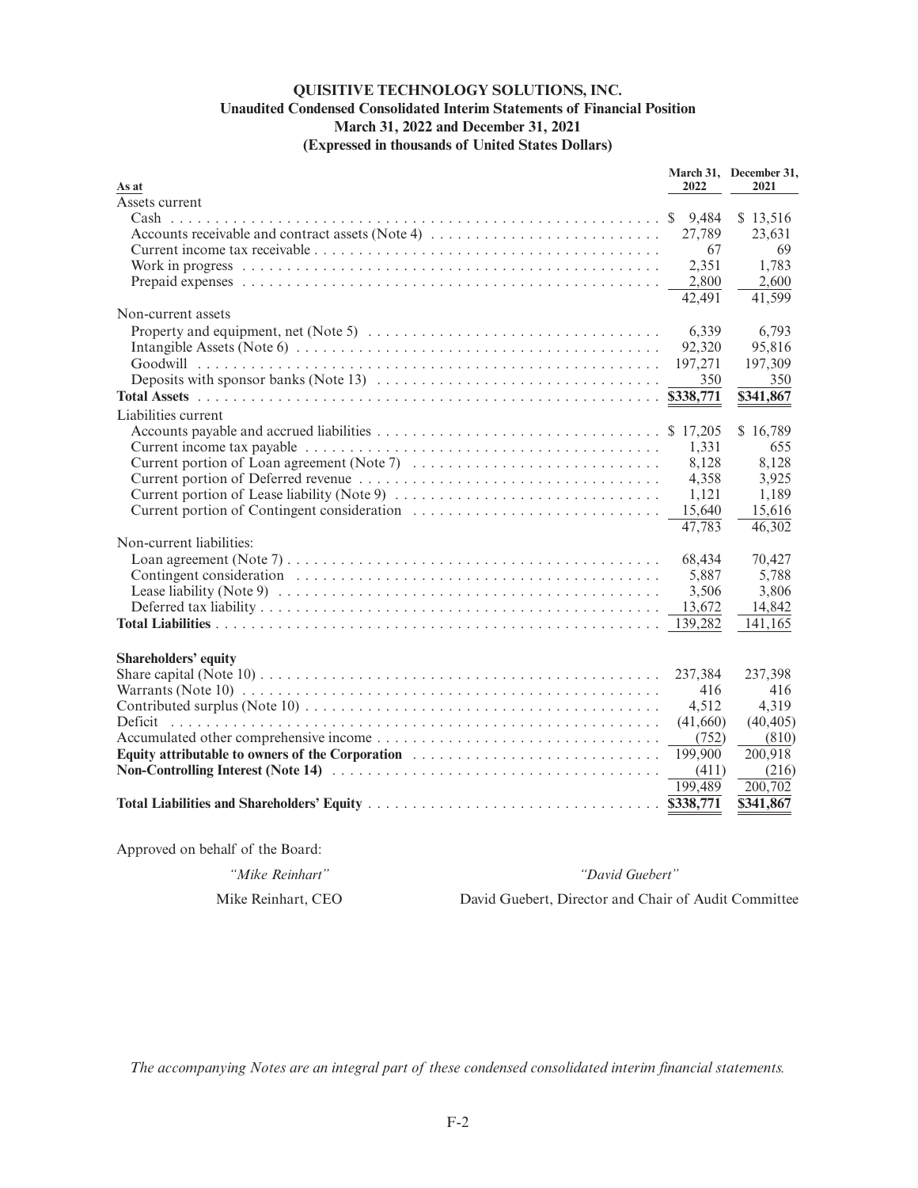# QUISITIVE TECHNOLOGY SOLUTIONS, INC.

## Unaudited Condensed Consolidated Interim Statements of Financial Position

### March 31, 2022 and December 31, 2021

### (Expressed in thousands of United States Dollars)

| As at | March 31, 2022 | December 31, 2021 |
|---|---|---|
| Assets current | | |
| Cash | $ 9,484 | $ 13,516 |
| Accounts receivable and contract assets (Note 4) | 27,789 | 23,631 |
| Current income tax receivable | 67 | 69 |
| Work in progress | 2,351 | 1,783 |
| Prepaid expenses | 2,800 | 2,600 |
| | 42,491 | 41,599 |
| Non-current assets | | |
| Property and equipment, net (Note 5) | 6,339 | 6,793 |
| Intangible Assets (Note 6) | 92,320 | 95,816 |
| Goodwill | 197,271 | 197,309 |
| Deposits with sponsor banks (Note 13) | 350 | 350 |
| **Total Assets** | **$338,771** | **$341,867** |
| Liabilities current | | |
| Accounts payable and accrued liabilities | $ 17,205 | $ 16,789 |
| Current income tax payable | 1,331 | 655 |
| Current portion of Loan agreement (Note 7) | 8,128 | 8,128 |
| Current portion of Deferred revenue | 4,358 | 3,925 |
| Current portion of Lease liability (Note 9) | 1,121 | 1,189 |
| Current portion of Contingent consideration | 15,640 | 15,616 |
| | 47,783 | 46,302 |
| Non-current liabilities: | | |
| Loan agreement (Note 7) | 68,434 | 70,427 |
| Contingent consideration | 5,887 | 5,788 |
| Lease liability (Note 9) | 3,506 | 3,806 |
| Deferred tax liability | 13,672 | 14,842 |
| **Total Liabilities** | 139,282 | 141,165 |
| **Shareholders' equity** | | |
| Share capital (Note 10) | 237,384 | 237,398 |
| Warrants (Note 10) | 416 | 416 |
| Contributed surplus (Note 10) | 4,512 | 4,319 |
| Deficit | (41,660) | (40,405) |
| Accumulated other comprehensive income | (752) | (810) |
| **Equity attributable to owners of the Corporation** | 199,900 | 200,918 |
| **Non-Controlling Interest (Note 14)** | (411) | (216) |
| | 199,489 | 200,702 |
| **Total Liabilities and Shareholders' Equity** | **$338,771** | **$341,867** |

Approved on behalf of the Board:

| *"Mike Reinhart"* | *"David Guebert"* |
|---|---|
| Mike Reinhart, CEO | David Guebert, Director and Chair of Audit Committee |

*The accompanying Notes are an integral part of these condensed consolidated interim financial statements.*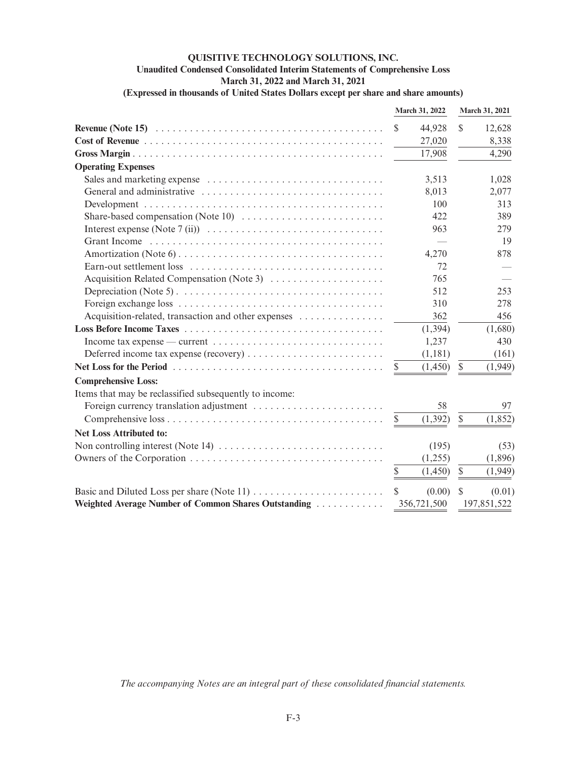**QUISITIVE TECHNOLOGY SOLUTIONS, INC.**
**Unaudited Condensed Consolidated Interim Statements of Comprehensive Loss**
**March 31, 2022 and March 31, 2021**
**(Expressed in thousands of United States Dollars except per share and share amounts)**

| | March 31, 2022 | March 31, 2021 |
|---|---|---|
| **Revenue (Note 15)** | $ 44,928 | $ 12,628 |
| **Cost of Revenue** | 27,020 | 8,338 |
| **Gross Margin** | 17,908 | 4,290 |
| **Operating Expenses** | | |
| Sales and marketing expense | 3,513 | 1,028 |
| General and administrative | 8,013 | 2,077 |
| Development | 100 | 313 |
| Share-based compensation (Note 10) | 422 | 389 |
| Interest expense (Note 7 (ii)) | 963 | 279 |
| Grant Income | — | 19 |
| Amortization (Note 6) | 4,270 | 878 |
| Earn-out settlement loss | 72 | — |
| Acquisition Related Compensation (Note 3) | 765 | — |
| Depreciation (Note 5) | 512 | 253 |
| Foreign exchange loss | 310 | 278 |
| Acquisition-related, transaction and other expenses | 362 | 456 |
| **Loss Before Income Taxes** | (1,394) | (1,680) |
| Income tax expense — current | 1,237 | 430 |
| Deferred income tax expense (recovery) | (1,181) | (161) |
| **Net Loss for the Period** | $ (1,450) | $ (1,949) |
| **Comprehensive Loss:** | | |
| Items that may be reclassified subsequently to income: | | |
| Foreign currency translation adjustment | 58 | 97 |
| Comprehensive loss | $ (1,392) | $ (1,852) |
| **Net Loss Attributed to:** | | |
| Non controlling interest (Note 14) | (195) | (53) |
| Owners of the Corporation | (1,255) | (1,896) |
| | $ (1,450) | $ (1,949) |
| Basic and Diluted Loss per share (Note 11) | $ (0.00) | $ (0.01) |
| **Weighted Average Number of Common Shares Outstanding** | 356,721,500 | 197,851,522 |

*The accompanying Notes are an integral part of these consolidated financial statements.*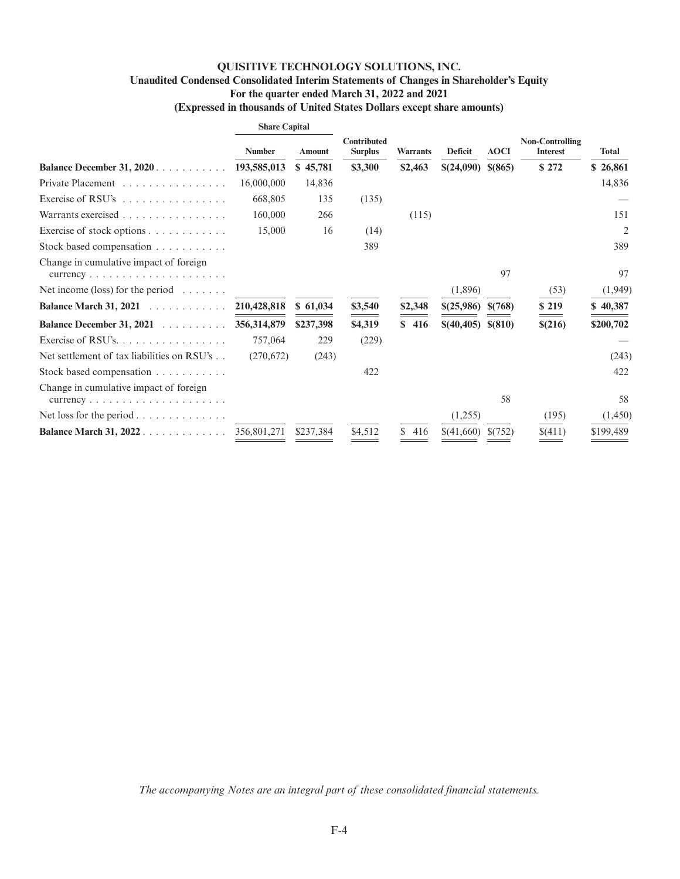# QUISITIVE TECHNOLOGY SOLUTIONS, INC.

## Unaudited Condensed Consolidated Interim Statements of Changes in Shareholder's Equity

### For the quarter ended March 31, 2022 and 2021

### (Expressed in thousands of United States Dollars except share amounts)

| | Share Capital | | | | | | | |
|---|---|---|---|---|---|---|---|---|
| | Number | Amount | Contributed Surplus | Warrants | Deficit | AOCI | Non-Controlling Interest | Total |
| **Balance December 31, 2020** | **193,585,013** | **$ 45,781** | **$3,300** | **$2,463** | **$(24,090)** | **$(865)** | **$ 272** | **$ 26,861** |
| Private Placement | 16,000,000 | 14,836 | | | | | | 14,836 |
| Exercise of RSU's | 668,805 | 135 | (135) | | | | | — |
| Warrants exercised | 160,000 | 266 | | (115) | | | | 151 |
| Exercise of stock options | 15,000 | 16 | (14) | | | | | 2 |
| Stock based compensation | | | 389 | | | | | 389 |
| Change in cumulative impact of foreign currency | | | | | | 97 | | 97 |
| Net income (loss) for the period | | | | | (1,896) | | (53) | (1,949) |
| **Balance March 31, 2021** | **210,428,818** | **$ 61,034** | **$3,540** | **$2,348** | **$(25,986)** | **$(768)** | **$ 219** | **$ 40,387** |
| **Balance December 31, 2021** | **356,314,879** | **$237,398** | **$4,319** | **$ 416** | **$(40,405)** | **$(810)** | **$(216)** | **$200,702** |
| Exercise of RSU's | 757,064 | 229 | (229) | | | | | — |
| Net settlement of tax liabilities on RSU's | (270,672) | (243) | | | | | | (243) |
| Stock based compensation | | | 422 | | | | | 422 |
| Change in cumulative impact of foreign currency | | | | | | 58 | | 58 |
| Net loss for the period | | | | | (1,255) | | (195) | (1,450) |
| **Balance March 31, 2022** | 356,801,271 | $237,384 | $4,512 | $ 416 | $(41,660) | $(752) | $(411) | $199,489 |

*The accompanying Notes are an integral part of these consolidated financial statements.*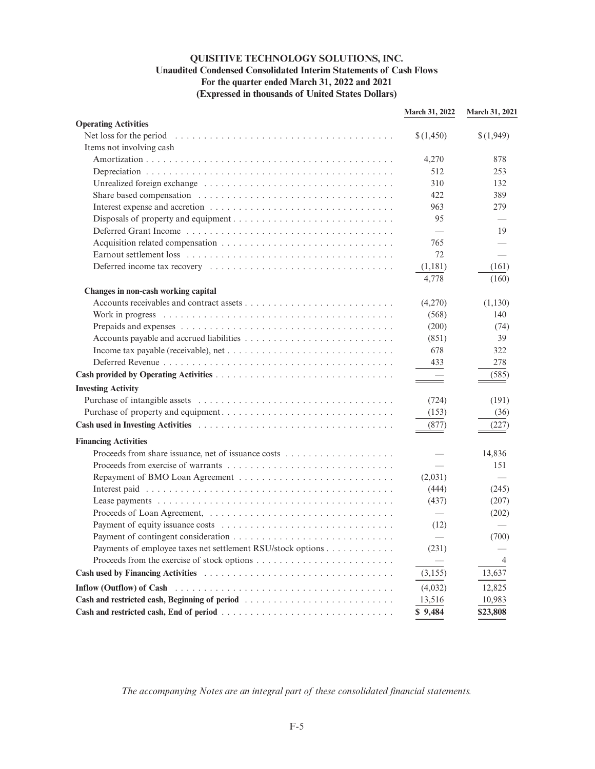# QUISITIVE TECHNOLOGY SOLUTIONS, INC.

## Unaudited Condensed Consolidated Interim Statements of Cash Flows

### For the quarter ended March 31, 2022 and 2021

### (Expressed in thousands of United States Dollars)

| | March 31, 2022 | March 31, 2021 |
|---|---|---|
| **Operating Activities** | | |
| Net loss for the period | $ (1,450) | $ (1,949) |
| Items not involving cash | | |
| Amortization | 4,270 | 878 |
| Depreciation | 512 | 253 |
| Unrealized foreign exchange | 310 | 132 |
| Share based compensation | 422 | 389 |
| Interest expense and accretion | 963 | 279 |
| Disposals of property and equipment | 95 | — |
| Deferred Grant Income | — | 19 |
| Acquisition related compensation | 765 | — |
| Earnout settlement loss | 72 | — |
| Deferred income tax recovery | (1,181) | (161) |
| | 4,778 | (160) |
| **Changes in non-cash working capital** | | |
| Accounts receivables and contract assets | (4,270) | (1,130) |
| Work in progress | (568) | 140 |
| Prepaids and expenses | (200) | (74) |
| Accounts payable and accrued liabilities | (851) | 39 |
| Income tax payable (receivable), net | 678 | 322 |
| Deferred Revenue | 433 | 278 |
| **Cash provided by Operating Activities** | — | (585) |
| **Investing Activity** | | |
| Purchase of intangible assets | (724) | (191) |
| Purchase of property and equipment | (153) | (36) |
| **Cash used in Investing Activities** | (877) | (227) |
| **Financing Activities** | | |
| Proceeds from share issuance, net of issuance costs | — | 14,836 |
| Proceeds from exercise of warrants | — | 151 |
| Repayment of BMO Loan Agreement | (2,031) | — |
| Interest paid | (444) | (245) |
| Lease payments | (437) | (207) |
| Proceeds of Loan Agreement, | — | (202) |
| Payment of equity issuance costs | (12) | — |
| Payment of contingent consideration | — | (700) |
| Payments of employee taxes net settlement RSU/stock options | (231) | — |
| Proceeds from the exercise of stock options | — | 4 |
| **Cash used by Financing Activities** | (3,155) | 13,637 |
| **Inflow (Outflow) of Cash** | (4,032) | 12,825 |
| **Cash and restricted cash, Beginning of period** | 13,516 | 10,983 |
| **Cash and restricted cash, End of period** | $ 9,484 | $23,808 |

*The accompanying Notes are an integral part of these consolidated financial statements.*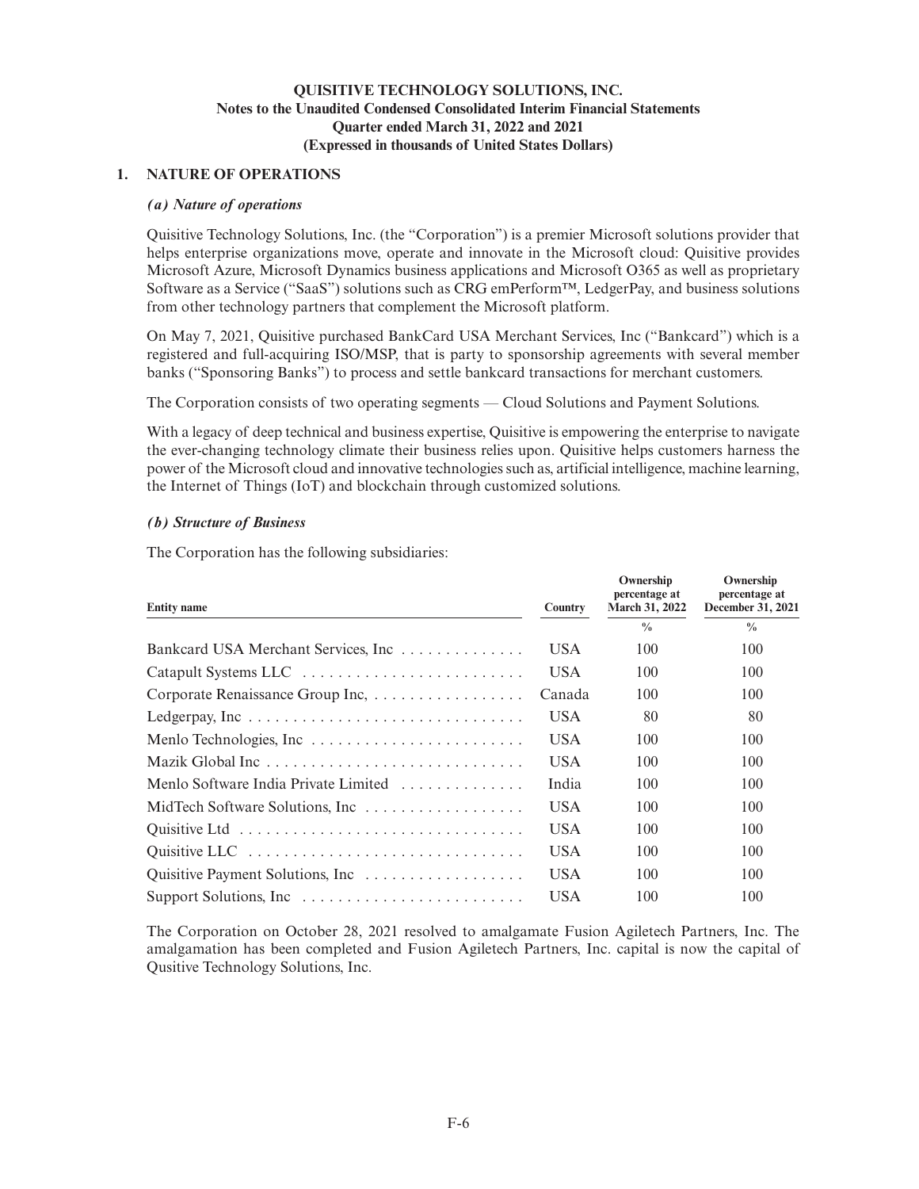**QUISITIVE TECHNOLOGY SOLUTIONS, INC.**
**Notes to the Unaudited Condensed Consolidated Interim Financial Statements**
**Quarter ended March 31, 2022 and 2021**
**(Expressed in thousands of United States Dollars)**

## 1. NATURE OF OPERATIONS

### *(a) Nature of operations*

Quisitive Technology Solutions, Inc. (the "Corporation") is a premier Microsoft solutions provider that helps enterprise organizations move, operate and innovate in the Microsoft cloud: Quisitive provides Microsoft Azure, Microsoft Dynamics business applications and Microsoft O365 as well as proprietary Software as a Service ("SaaS") solutions such as CRG emPerform™, LedgerPay, and business solutions from other technology partners that complement the Microsoft platform.

On May 7, 2021, Quisitive purchased BankCard USA Merchant Services, Inc ("Bankcard") which is a registered and full-acquiring ISO/MSP, that is party to sponsorship agreements with several member banks ("Sponsoring Banks") to process and settle bankcard transactions for merchant customers.

The Corporation consists of two operating segments — Cloud Solutions and Payment Solutions.

With a legacy of deep technical and business expertise, Quisitive is empowering the enterprise to navigate the ever-changing technology climate their business relies upon. Quisitive helps customers harness the power of the Microsoft cloud and innovative technologies such as, artificial intelligence, machine learning, the Internet of Things (IoT) and blockchain through customized solutions.

### *(b) Structure of Business*

The Corporation has the following subsidiaries:

| Entity name | Country | Ownership percentage at March 31, 2022 | Ownership percentage at December 31, 2021 |
|---|---|---|---|
| | | % | % |
| Bankcard USA Merchant Services, Inc | USA | 100 | 100 |
| Catapult Systems LLC | USA | 100 | 100 |
| Corporate Renaissance Group Inc, | Canada | 100 | 100 |
| Ledgerpay, Inc | USA | 80 | 80 |
| Menlo Technologies, Inc | USA | 100 | 100 |
| Mazik Global Inc | USA | 100 | 100 |
| Menlo Software India Private Limited | India | 100 | 100 |
| MidTech Software Solutions, Inc | USA | 100 | 100 |
| Quisitive Ltd | USA | 100 | 100 |
| Quisitive LLC | USA | 100 | 100 |
| Quisitive Payment Solutions, Inc | USA | 100 | 100 |
| Support Solutions, Inc | USA | 100 | 100 |

The Corporation on October 28, 2021 resolved to amalgamate Fusion Agiletech Partners, Inc. The amalgamation has been completed and Fusion Agiletech Partners, Inc. capital is now the capital of Qusitive Technology Solutions, Inc.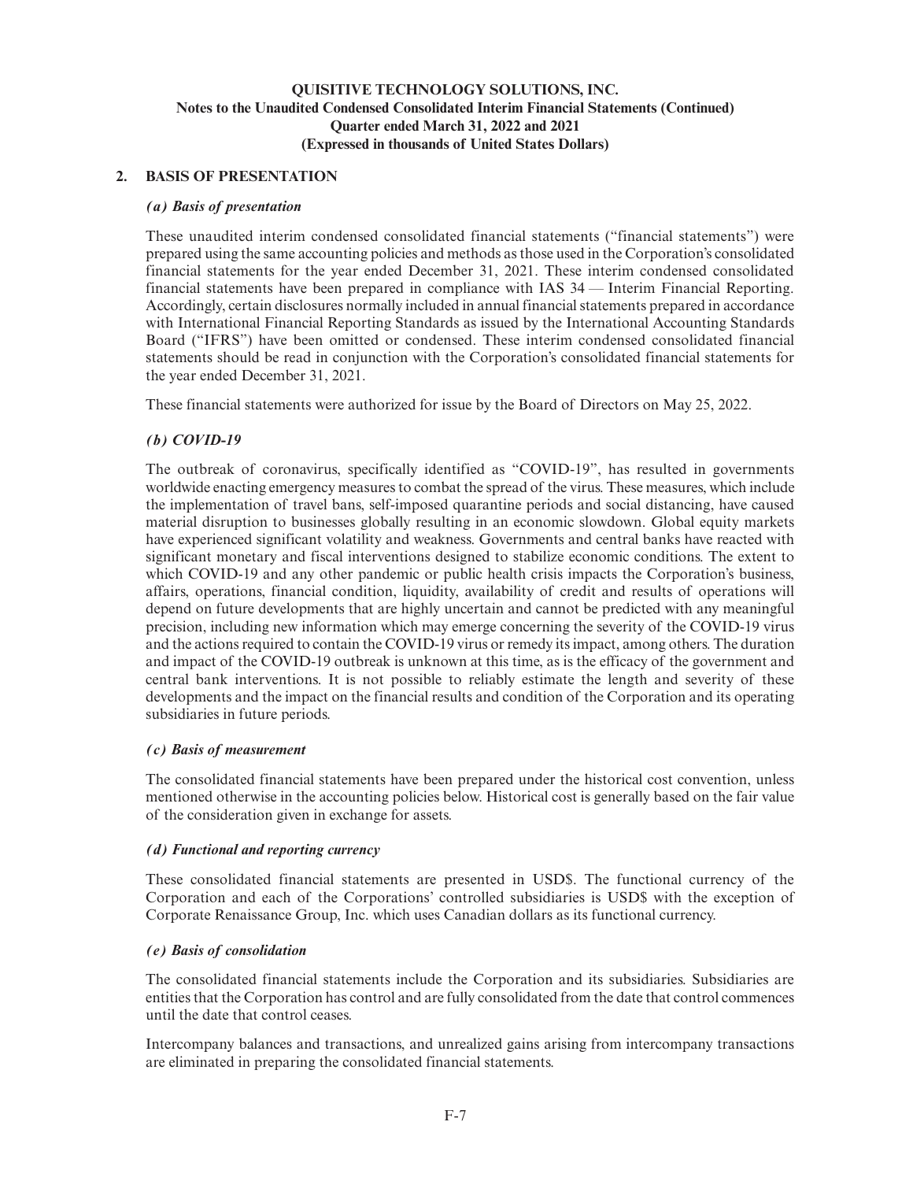# QUISITIVE TECHNOLOGY SOLUTIONS, INC.

## Notes to the Unaudited Condensed Consolidated Interim Financial Statements (Continued)

## Quarter ended March 31, 2022 and 2021

## (Expressed in thousands of United States Dollars)

### 2. BASIS OF PRESENTATION

#### *(a) Basis of presentation*

These unaudited interim condensed consolidated financial statements ("financial statements") were prepared using the same accounting policies and methods as those used in the Corporation's consolidated financial statements for the year ended December 31, 2021. These interim condensed consolidated financial statements have been prepared in compliance with IAS 34 — Interim Financial Reporting. Accordingly, certain disclosures normally included in annual financial statements prepared in accordance with International Financial Reporting Standards as issued by the International Accounting Standards Board ("IFRS") have been omitted or condensed. These interim condensed consolidated financial statements should be read in conjunction with the Corporation's consolidated financial statements for the year ended December 31, 2021.

These financial statements were authorized for issue by the Board of Directors on May 25, 2022.

#### *(b) COVID-19*

The outbreak of coronavirus, specifically identified as "COVID-19", has resulted in governments worldwide enacting emergency measures to combat the spread of the virus. These measures, which include the implementation of travel bans, self-imposed quarantine periods and social distancing, have caused material disruption to businesses globally resulting in an economic slowdown. Global equity markets have experienced significant volatility and weakness. Governments and central banks have reacted with significant monetary and fiscal interventions designed to stabilize economic conditions. The extent to which COVID-19 and any other pandemic or public health crisis impacts the Corporation's business, affairs, operations, financial condition, liquidity, availability of credit and results of operations will depend on future developments that are highly uncertain and cannot be predicted with any meaningful precision, including new information which may emerge concerning the severity of the COVID-19 virus and the actions required to contain the COVID-19 virus or remedy its impact, among others. The duration and impact of the COVID-19 outbreak is unknown at this time, as is the efficacy of the government and central bank interventions. It is not possible to reliably estimate the length and severity of these developments and the impact on the financial results and condition of the Corporation and its operating subsidiaries in future periods.

#### *(c) Basis of measurement*

The consolidated financial statements have been prepared under the historical cost convention, unless mentioned otherwise in the accounting policies below. Historical cost is generally based on the fair value of the consideration given in exchange for assets.

#### *(d) Functional and reporting currency*

These consolidated financial statements are presented in USD$. The functional currency of the Corporation and each of the Corporations' controlled subsidiaries is USD$ with the exception of Corporate Renaissance Group, Inc. which uses Canadian dollars as its functional currency.

#### *(e) Basis of consolidation*

The consolidated financial statements include the Corporation and its subsidiaries. Subsidiaries are entities that the Corporation has control and are fully consolidated from the date that control commences until the date that control ceases.

Intercompany balances and transactions, and unrealized gains arising from intercompany transactions are eliminated in preparing the consolidated financial statements.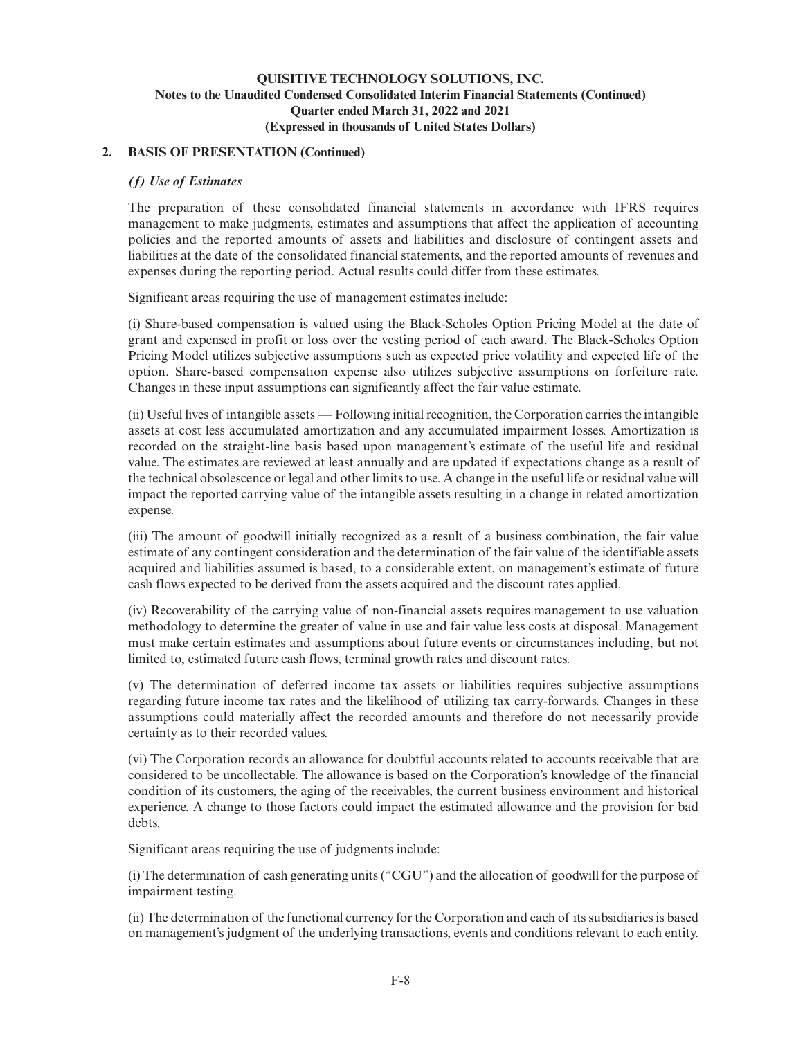## 2. BASIS OF PRESENTATION (Continued)

### *(f) Use of Estimates*

The preparation of these consolidated financial statements in accordance with IFRS requires management to make judgments, estimates and assumptions that affect the application of accounting policies and the reported amounts of assets and liabilities and disclosure of contingent assets and liabilities at the date of the consolidated financial statements, and the reported amounts of revenues and expenses during the reporting period. Actual results could differ from these estimates.

Significant areas requiring the use of management estimates include:

(i) Share-based compensation is valued using the Black-Scholes Option Pricing Model at the date of grant and expensed in profit or loss over the vesting period of each award. The Black-Scholes Option Pricing Model utilizes subjective assumptions such as expected price volatility and expected life of the option. Share-based compensation expense also utilizes subjective assumptions on forfeiture rate. Changes in these input assumptions can significantly affect the fair value estimate.

(ii) Useful lives of intangible assets — Following initial recognition, the Corporation carries the intangible assets at cost less accumulated amortization and any accumulated impairment losses. Amortization is recorded on the straight-line basis based upon management's estimate of the useful life and residual value. The estimates are reviewed at least annually and are updated if expectations change as a result of the technical obsolescence or legal and other limits to use. A change in the useful life or residual value will impact the reported carrying value of the intangible assets resulting in a change in related amortization expense.

(iii) The amount of goodwill initially recognized as a result of a business combination, the fair value estimate of any contingent consideration and the determination of the fair value of the identifiable assets acquired and liabilities assumed is based, to a considerable extent, on management's estimate of future cash flows expected to be derived from the assets acquired and the discount rates applied.

(iv) Recoverability of the carrying value of non-financial assets requires management to use valuation methodology to determine the greater of value in use and fair value less costs at disposal. Management must make certain estimates and assumptions about future events or circumstances including, but not limited to, estimated future cash flows, terminal growth rates and discount rates.

(v) The determination of deferred income tax assets or liabilities requires subjective assumptions regarding future income tax rates and the likelihood of utilizing tax carry-forwards. Changes in these assumptions could materially affect the recorded amounts and therefore do not necessarily provide certainty as to their recorded values.

(vi) The Corporation records an allowance for doubtful accounts related to accounts receivable that are considered to be uncollectable. The allowance is based on the Corporation's knowledge of the financial condition of its customers, the aging of the receivables, the current business environment and historical experience. A change to those factors could impact the estimated allowance and the provision for bad debts.

Significant areas requiring the use of judgments include:

(i) The determination of cash generating units ("CGU") and the allocation of goodwill for the purpose of impairment testing.

(ii) The determination of the functional currency for the Corporation and each of its subsidiaries is based on management's judgment of the underlying transactions, events and conditions relevant to each entity.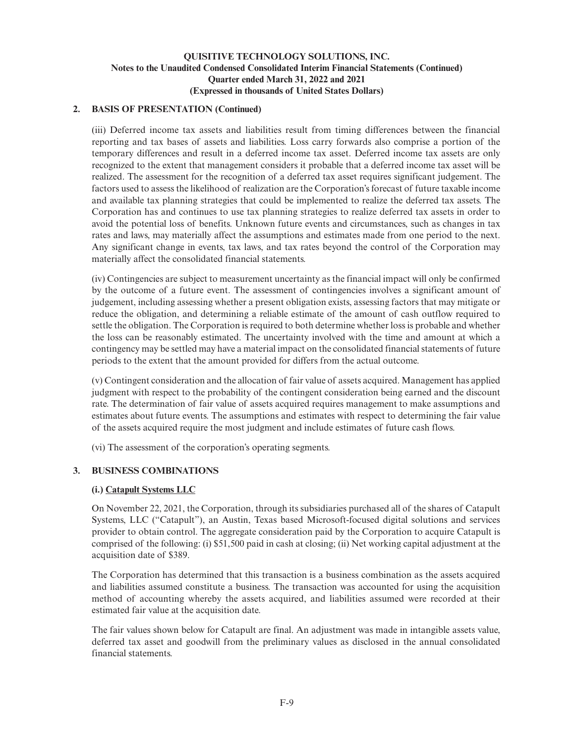## 2. BASIS OF PRESENTATION (Continued)

(iii) Deferred income tax assets and liabilities result from timing differences between the financial reporting and tax bases of assets and liabilities. Loss carry forwards also comprise a portion of the temporary differences and result in a deferred income tax asset. Deferred income tax assets are only recognized to the extent that management considers it probable that a deferred income tax asset will be realized. The assessment for the recognition of a deferred tax asset requires significant judgement. The factors used to assess the likelihood of realization are the Corporation's forecast of future taxable income and available tax planning strategies that could be implemented to realize the deferred tax assets. The Corporation has and continues to use tax planning strategies to realize deferred tax assets in order to avoid the potential loss of benefits. Unknown future events and circumstances, such as changes in tax rates and laws, may materially affect the assumptions and estimates made from one period to the next. Any significant change in events, tax laws, and tax rates beyond the control of the Corporation may materially affect the consolidated financial statements.

(iv) Contingencies are subject to measurement uncertainty as the financial impact will only be confirmed by the outcome of a future event. The assessment of contingencies involves a significant amount of judgement, including assessing whether a present obligation exists, assessing factors that may mitigate or reduce the obligation, and determining a reliable estimate of the amount of cash outflow required to settle the obligation. The Corporation is required to both determine whether loss is probable and whether the loss can be reasonably estimated. The uncertainty involved with the time and amount at which a contingency may be settled may have a material impact on the consolidated financial statements of future periods to the extent that the amount provided for differs from the actual outcome.

(v) Contingent consideration and the allocation of fair value of assets acquired. Management has applied judgment with respect to the probability of the contingent consideration being earned and the discount rate. The determination of fair value of assets acquired requires management to make assumptions and estimates about future events. The assumptions and estimates with respect to determining the fair value of the assets acquired require the most judgment and include estimates of future cash flows.

(vi) The assessment of the corporation's operating segments.

## 3. BUSINESS COMBINATIONS

### (i.) Catapult Systems LLC

On November 22, 2021, the Corporation, through its subsidiaries purchased all of the shares of Catapult Systems, LLC ("Catapult"), an Austin, Texas based Microsoft-focused digital solutions and services provider to obtain control. The aggregate consideration paid by the Corporation to acquire Catapult is comprised of the following: (i) $51,500 paid in cash at closing; (ii) Net working capital adjustment at the acquisition date of $389.

The Corporation has determined that this transaction is a business combination as the assets acquired and liabilities assumed constitute a business. The transaction was accounted for using the acquisition method of accounting whereby the assets acquired, and liabilities assumed were recorded at their estimated fair value at the acquisition date.

The fair values shown below for Catapult are final. An adjustment was made in intangible assets value, deferred tax asset and goodwill from the preliminary values as disclosed in the annual consolidated financial statements.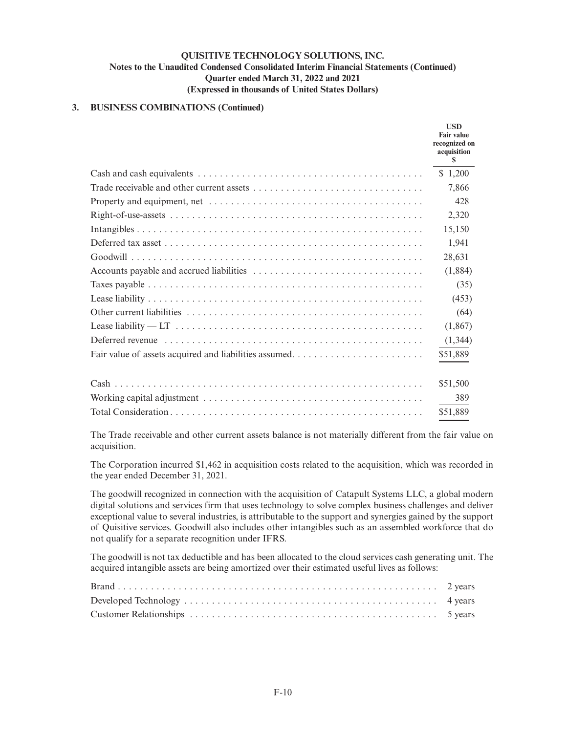QUISITIVE TECHNOLOGY SOLUTIONS, INC.
Notes to the Unaudited Condensed Consolidated Interim Financial Statements (Continued)
Quarter ended March 31, 2022 and 2021
(Expressed in thousands of United States Dollars)

### 3. BUSINESS COMBINATIONS (Continued)

| | USD Fair value recognized on acquisition $ |
|---|---|
| Cash and cash equivalents | $ 1,200 |
| Trade receivable and other current assets | 7,866 |
| Property and equipment, net | 428 |
| Right-of-use-assets | 2,320 |
| Intangibles | 15,150 |
| Deferred tax asset | 1,941 |
| Goodwill | 28,631 |
| Accounts payable and accrued liabilities | (1,884) |
| Taxes payable | (35) |
| Lease liability | (453) |
| Other current liabilities | (64) |
| Lease liability — LT | (1,867) |
| Deferred revenue | (1,344) |
| Fair value of assets acquired and liabilities assumed. | $51,889 |
| | |
| Cash | $51,500 |
| Working capital adjustment | 389 |
| Total Consideration | $51,889 |

The Trade receivable and other current assets balance is not materially different from the fair value on acquisition.

The Corporation incurred $1,462 in acquisition costs related to the acquisition, which was recorded in the year ended December 31, 2021.

The goodwill recognized in connection with the acquisition of Catapult Systems LLC, a global modern digital solutions and services firm that uses technology to solve complex business challenges and deliver exceptional value to several industries, is attributable to the support and synergies gained by the support of Quisitive services. Goodwill also includes other intangibles such as an assembled workforce that do not qualify for a separate recognition under IFRS.

The goodwill is not tax deductible and has been allocated to the cloud services cash generating unit. The acquired intangible assets are being amortized over their estimated useful lives as follows:

| | |
|---|---|
| Brand | 2 years |
| Developed Technology | 4 years |
| Customer Relationships | 5 years |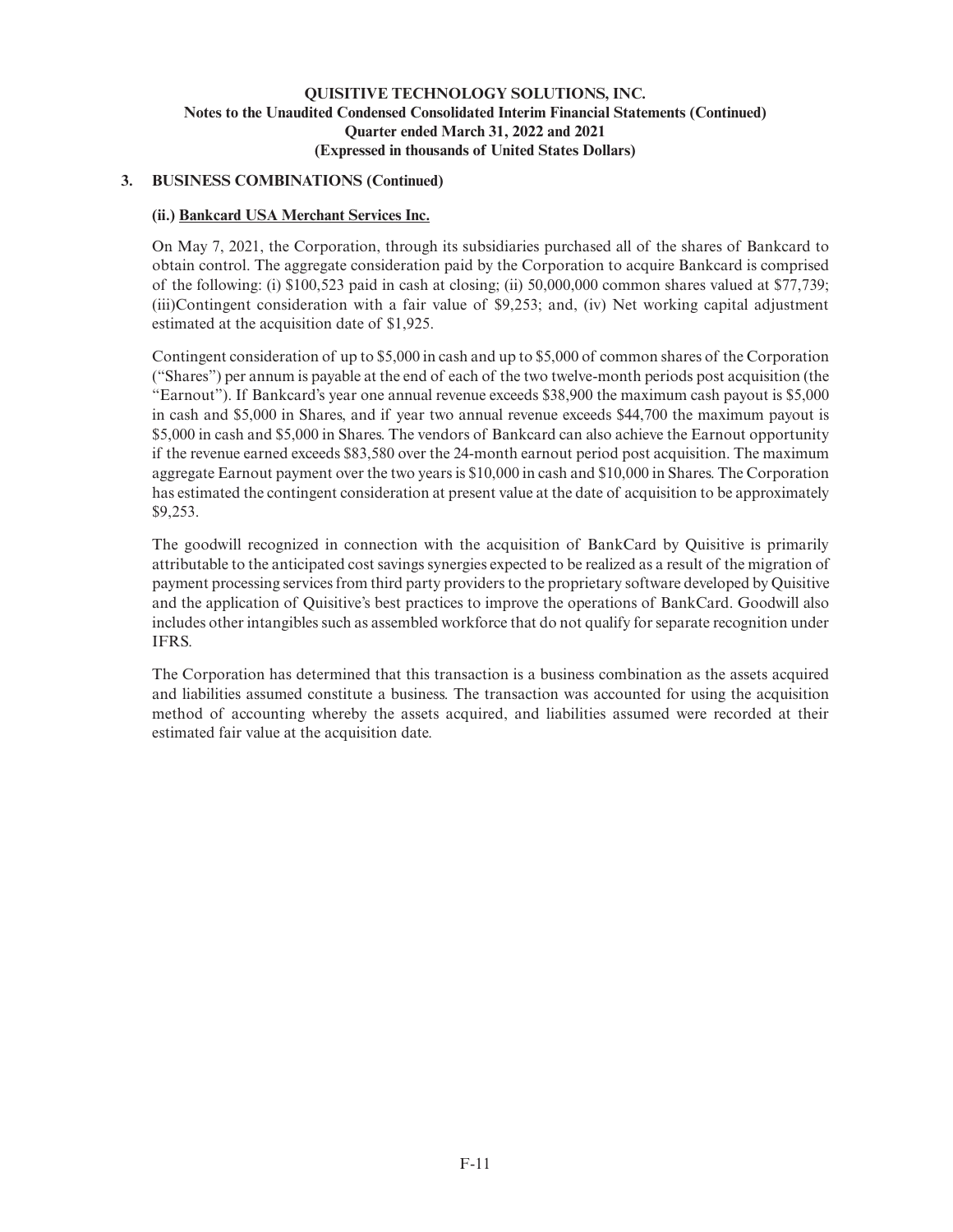### 3. BUSINESS COMBINATIONS (Continued)

**(ii.) Bankcard USA Merchant Services Inc.**

On May 7, 2021, the Corporation, through its subsidiaries purchased all of the shares of Bankcard to obtain control. The aggregate consideration paid by the Corporation to acquire Bankcard is comprised of the following: (i) $100,523 paid in cash at closing; (ii) 50,000,000 common shares valued at $77,739; (iii)Contingent consideration with a fair value of $9,253; and, (iv) Net working capital adjustment estimated at the acquisition date of $1,925.

Contingent consideration of up to $5,000 in cash and up to $5,000 of common shares of the Corporation ("Shares") per annum is payable at the end of each of the two twelve-month periods post acquisition (the "Earnout"). If Bankcard's year one annual revenue exceeds $38,900 the maximum cash payout is $5,000 in cash and $5,000 in Shares, and if year two annual revenue exceeds $44,700 the maximum payout is $5,000 in cash and $5,000 in Shares. The vendors of Bankcard can also achieve the Earnout opportunity if the revenue earned exceeds $83,580 over the 24-month earnout period post acquisition. The maximum aggregate Earnout payment over the two years is $10,000 in cash and $10,000 in Shares. The Corporation has estimated the contingent consideration at present value at the date of acquisition to be approximately $9,253.

The goodwill recognized in connection with the acquisition of BankCard by Quisitive is primarily attributable to the anticipated cost savings synergies expected to be realized as a result of the migration of payment processing services from third party providers to the proprietary software developed by Quisitive and the application of Quisitive's best practices to improve the operations of BankCard. Goodwill also includes other intangibles such as assembled workforce that do not qualify for separate recognition under IFRS.

The Corporation has determined that this transaction is a business combination as the assets acquired and liabilities assumed constitute a business. The transaction was accounted for using the acquisition method of accounting whereby the assets acquired, and liabilities assumed were recorded at their estimated fair value at the acquisition date.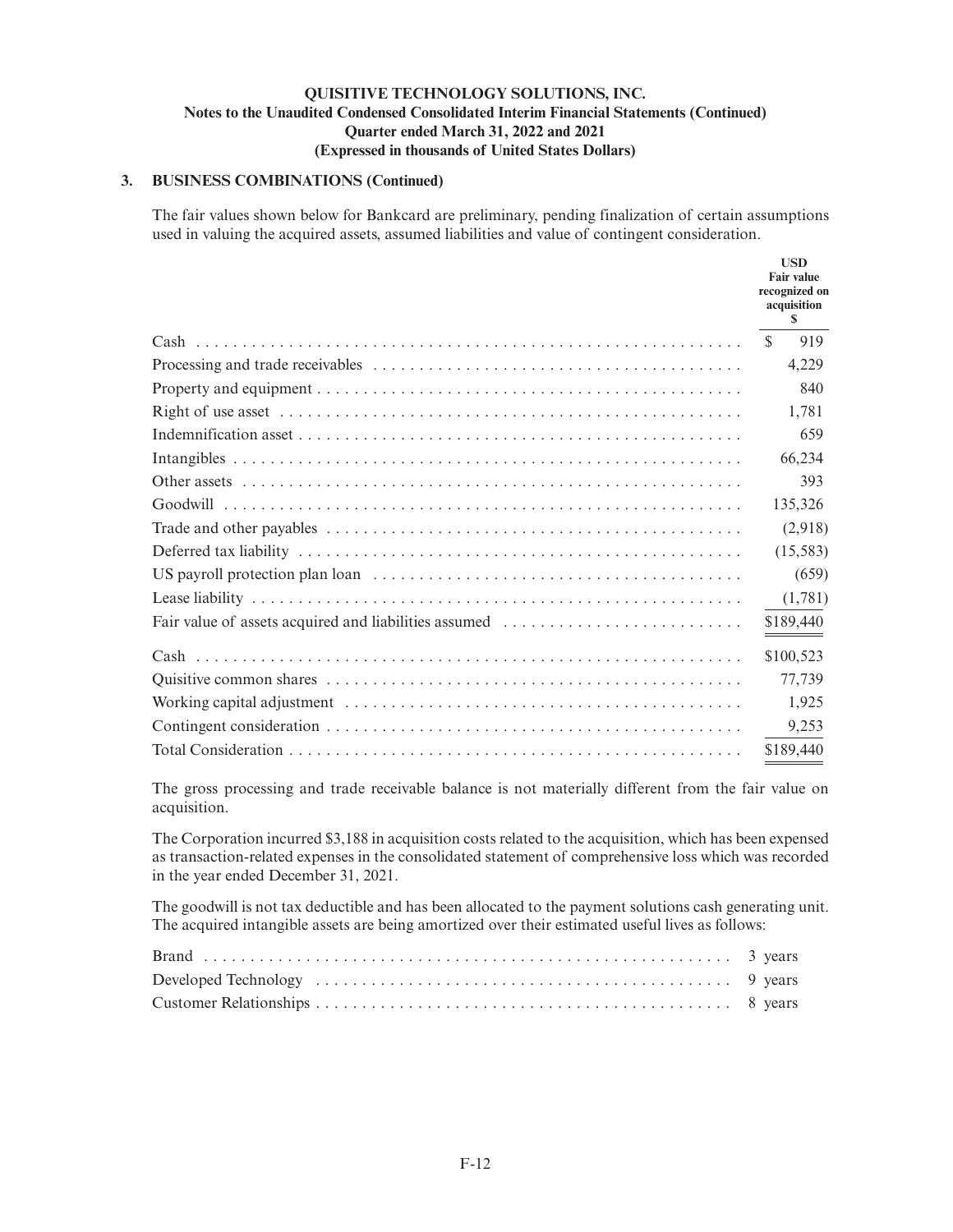### 3. BUSINESS COMBINATIONS (Continued)

The fair values shown below for Bankcard are preliminary, pending finalization of certain assumptions used in valuing the acquired assets, assumed liabilities and value of contingent consideration.

| | USD Fair value recognized on acquisition $ |
|---|---|
| Cash | $ 919 |
| Processing and trade receivables | 4,229 |
| Property and equipment | 840 |
| Right of use asset | 1,781 |
| Indemnification asset | 659 |
| Intangibles | 66,234 |
| Other assets | 393 |
| Goodwill | 135,326 |
| Trade and other payables | (2,918) |
| Deferred tax liability | (15,583) |
| US payroll protection plan loan | (659) |
| Lease liability | (1,781) |
| Fair value of assets acquired and liabilities assumed | $189,440 |
| Cash | $100,523 |
| Quisitive common shares | 77,739 |
| Working capital adjustment | 1,925 |
| Contingent consideration | 9,253 |
| Total Consideration | $189,440 |

The gross processing and trade receivable balance is not materially different from the fair value on acquisition.

The Corporation incurred $3,188 in acquisition costs related to the acquisition, which has been expensed as transaction-related expenses in the consolidated statement of comprehensive loss which was recorded in the year ended December 31, 2021.

The goodwill is not tax deductible and has been allocated to the payment solutions cash generating unit. The acquired intangible assets are being amortized over their estimated useful lives as follows:

| | |
|---|---|
| Brand | 3 years |
| Developed Technology | 9 years |
| Customer Relationships | 8 years |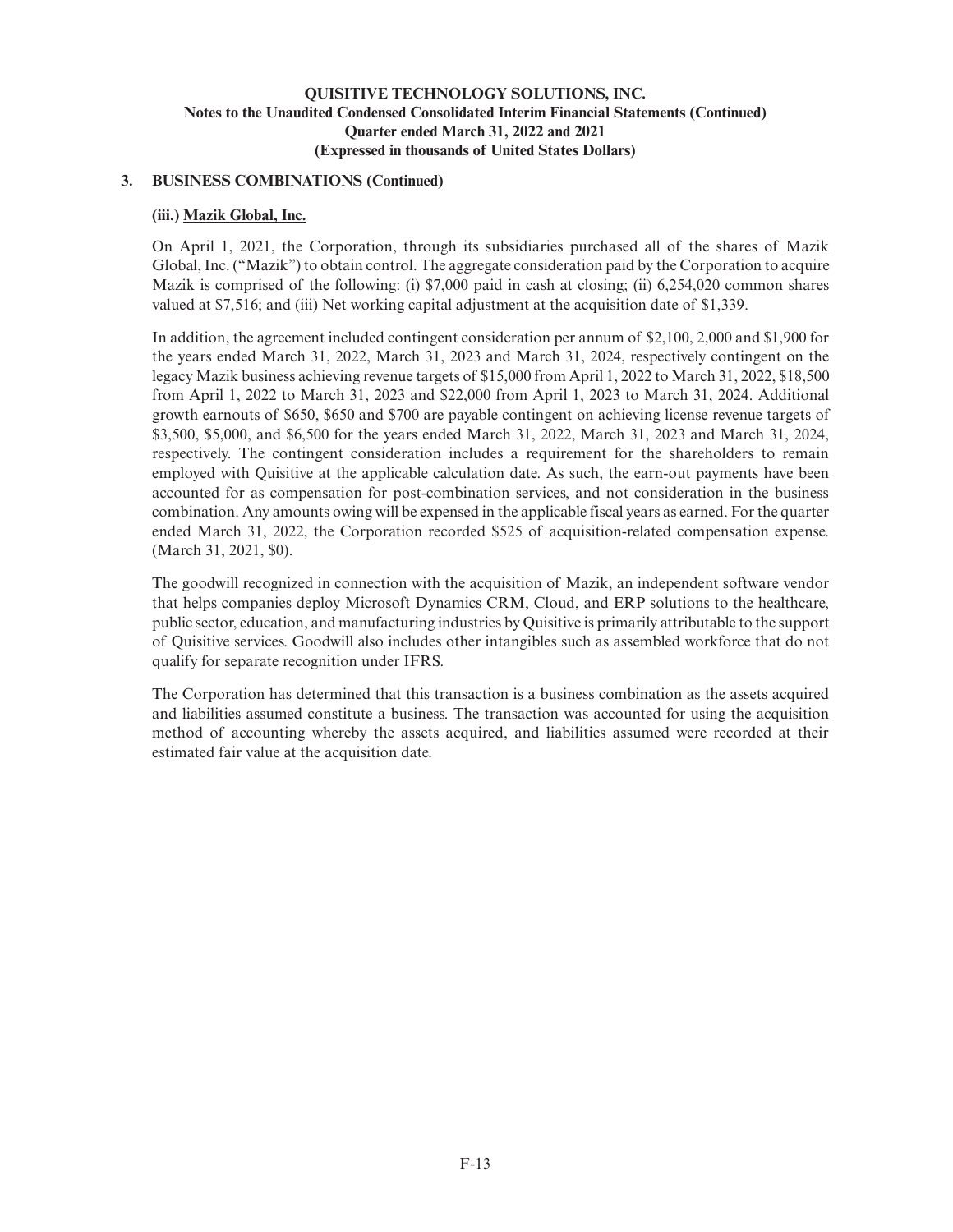**QUISITIVE TECHNOLOGY SOLUTIONS, INC.**
**Notes to the Unaudited Condensed Consolidated Interim Financial Statements (Continued)**
**Quarter ended March 31, 2022 and 2021**
**(Expressed in thousands of United States Dollars)**

## 3. BUSINESS COMBINATIONS (Continued)

### (iii.) Mazik Global, Inc.

On April 1, 2021, the Corporation, through its subsidiaries purchased all of the shares of Mazik Global, Inc. ("Mazik") to obtain control. The aggregate consideration paid by the Corporation to acquire Mazik is comprised of the following: (i) $7,000 paid in cash at closing; (ii) 6,254,020 common shares valued at $7,516; and (iii) Net working capital adjustment at the acquisition date of $1,339.

In addition, the agreement included contingent consideration per annum of $2,100, 2,000 and $1,900 for the years ended March 31, 2022, March 31, 2023 and March 31, 2024, respectively contingent on the legacy Mazik business achieving revenue targets of $15,000 from April 1, 2022 to March 31, 2022, $18,500 from April 1, 2022 to March 31, 2023 and $22,000 from April 1, 2023 to March 31, 2024. Additional growth earnouts of $650, $650 and $700 are payable contingent on achieving license revenue targets of $3,500, $5,000, and $6,500 for the years ended March 31, 2022, March 31, 2023 and March 31, 2024, respectively. The contingent consideration includes a requirement for the shareholders to remain employed with Quisitive at the applicable calculation date. As such, the earn-out payments have been accounted for as compensation for post-combination services, and not consideration in the business combination. Any amounts owing will be expensed in the applicable fiscal years as earned. For the quarter ended March 31, 2022, the Corporation recorded $525 of acquisition-related compensation expense. (March 31, 2021, $0).

The goodwill recognized in connection with the acquisition of Mazik, an independent software vendor that helps companies deploy Microsoft Dynamics CRM, Cloud, and ERP solutions to the healthcare, public sector, education, and manufacturing industries by Quisitive is primarily attributable to the support of Quisitive services. Goodwill also includes other intangibles such as assembled workforce that do not qualify for separate recognition under IFRS.

The Corporation has determined that this transaction is a business combination as the assets acquired and liabilities assumed constitute a business. The transaction was accounted for using the acquisition method of accounting whereby the assets acquired, and liabilities assumed were recorded at their estimated fair value at the acquisition date.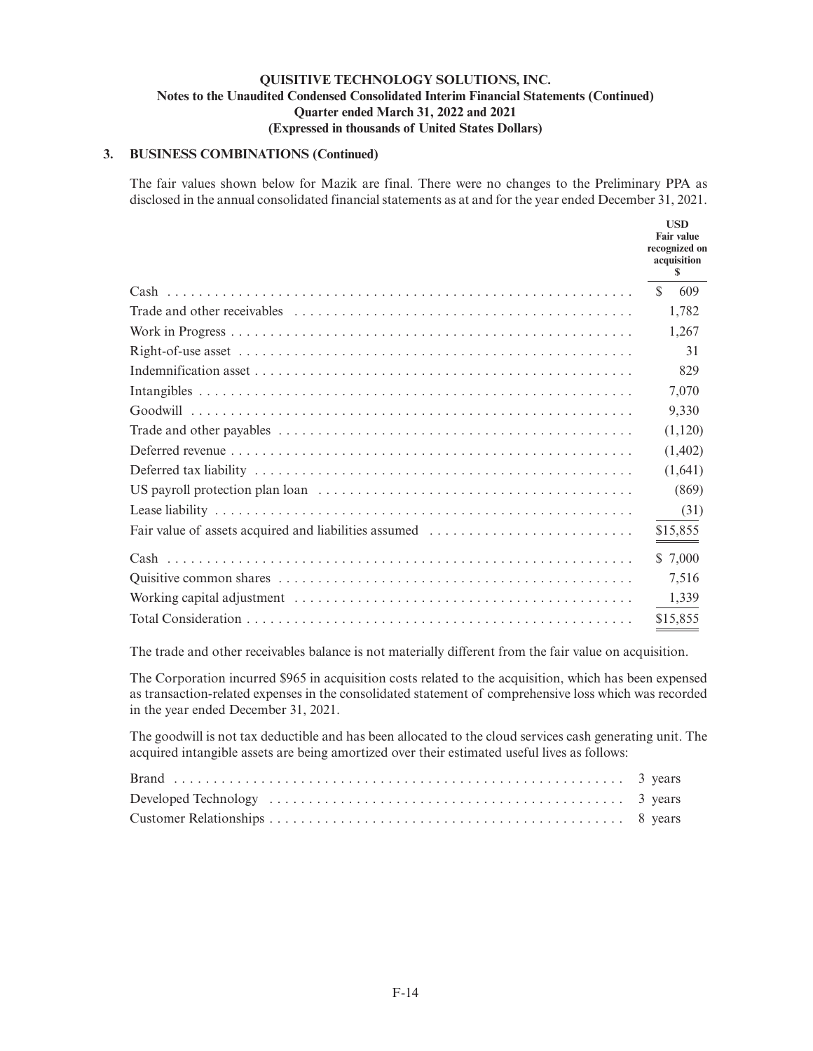**QUISITIVE TECHNOLOGY SOLUTIONS, INC.**
**Notes to the Unaudited Condensed Consolidated Interim Financial Statements (Continued)**
**Quarter ended March 31, 2022 and 2021**
**(Expressed in thousands of United States Dollars)**

## 3. BUSINESS COMBINATIONS (Continued)

The fair values shown below for Mazik are final. There were no changes to the Preliminary PPA as disclosed in the annual consolidated financial statements as at and for the year ended December 31, 2021.

| | USD Fair value recognized on acquisition $ |
|---|---|
| Cash | $ 609 |
| Trade and other receivables | 1,782 |
| Work in Progress | 1,267 |
| Right-of-use asset | 31 |
| Indemnification asset | 829 |
| Intangibles | 7,070 |
| Goodwill | 9,330 |
| Trade and other payables | (1,120) |
| Deferred revenue | (1,402) |
| Deferred tax liability | (1,641) |
| US payroll protection plan loan | (869) |
| Lease liability | (31) |
| Fair value of assets acquired and liabilities assumed | $15,855 |
| Cash | $ 7,000 |
| Quisitive common shares | 7,516 |
| Working capital adjustment | 1,339 |
| Total Consideration | $15,855 |

The trade and other receivables balance is not materially different from the fair value on acquisition.

The Corporation incurred $965 in acquisition costs related to the acquisition, which has been expensed as transaction-related expenses in the consolidated statement of comprehensive loss which was recorded in the year ended December 31, 2021.

The goodwill is not tax deductible and has been allocated to the cloud services cash generating unit. The acquired intangible assets are being amortized over their estimated useful lives as follows:

| | |
|---|---|
| Brand | 3 years |
| Developed Technology | 3 years |
| Customer Relationships | 8 years |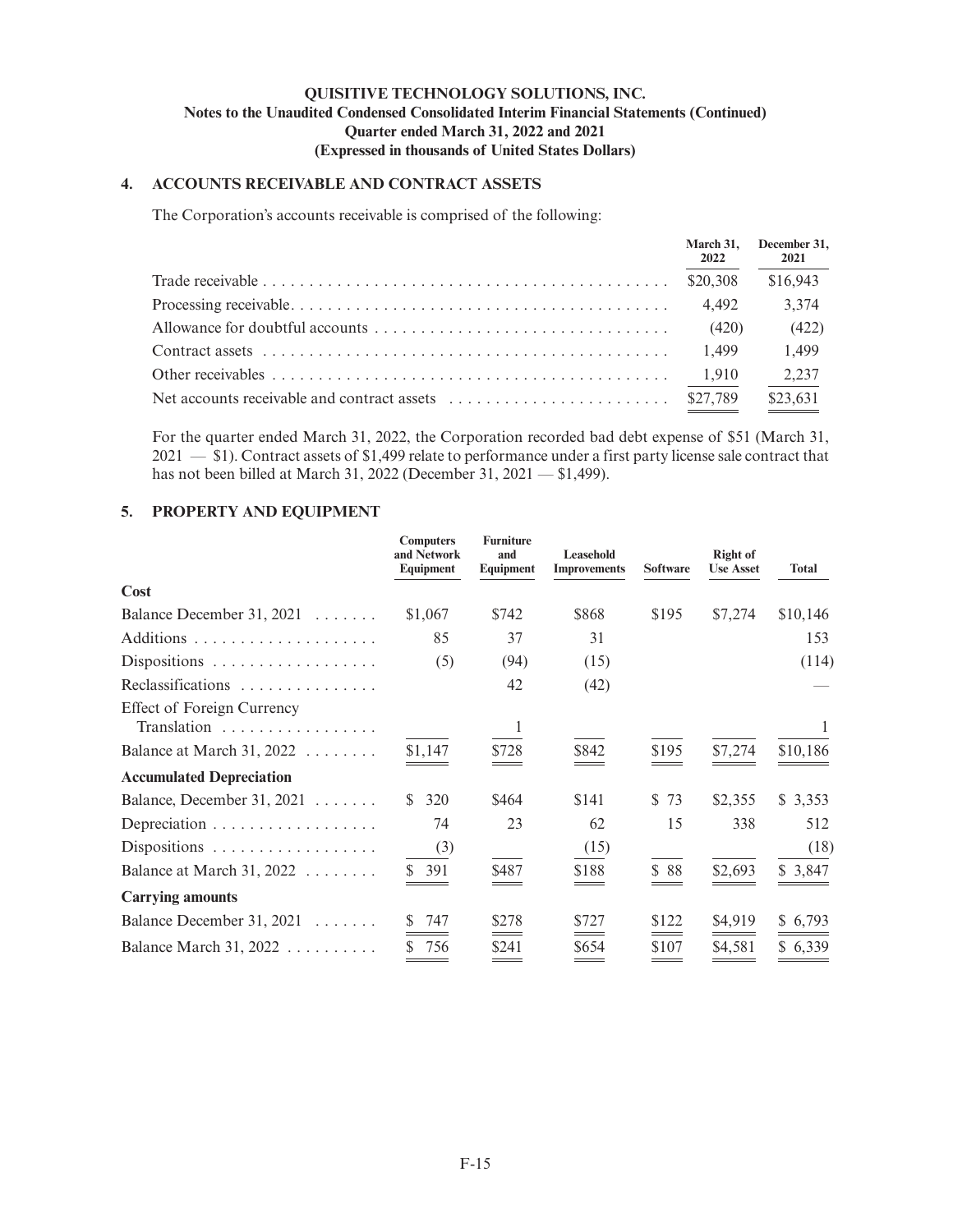**QUISITIVE TECHNOLOGY SOLUTIONS, INC.**
**Notes to the Unaudited Condensed Consolidated Interim Financial Statements (Continued)**
**Quarter ended March 31, 2022 and 2021**
**(Expressed in thousands of United States Dollars)**

## 4. ACCOUNTS RECEIVABLE AND CONTRACT ASSETS

The Corporation's accounts receivable is comprised of the following:

| | March 31, 2022 | December 31, 2021 |
|---|---|---|
| Trade receivable | $20,308 | $16,943 |
| Processing receivable | 4,492 | 3,374 |
| Allowance for doubtful accounts | (420) | (422) |
| Contract assets | 1,499 | 1,499 |
| Other receivables | 1,910 | 2,237 |
| Net accounts receivable and contract assets | $27,789 | $23,631 |

For the quarter ended March 31, 2022, the Corporation recorded bad debt expense of $51 (March 31, 2021 — $1). Contract assets of $1,499 relate to performance under a first party license sale contract that has not been billed at March 31, 2022 (December 31, 2021 — $1,499).

## 5. PROPERTY AND EQUIPMENT

| | Computers and Network Equipment | Furniture and Equipment | Leasehold Improvements | Software | Right of Use Asset | Total |
|---|---|---|---|---|---|---|
| **Cost** | | | | | | |
| Balance December 31, 2021 | $1,067 | $742 | $868 | $195 | $7,274 | $10,146 |
| Additions | 85 | 37 | 31 | | | 153 |
| Dispositions | (5) | (94) | (15) | | | (114) |
| Reclassifications | | 42 | (42) | | | — |
| Effect of Foreign Currency Translation | | 1 | | | | 1 |
| Balance at March 31, 2022 | $1,147 | $728 | $842 | $195 | $7,274 | $10,186 |
| **Accumulated Depreciation** | | | | | | |
| Balance, December 31, 2021 | $ 320 | $464 | $141 | $ 73 | $2,355 | $ 3,353 |
| Depreciation | 74 | 23 | 62 | 15 | 338 | 512 |
| Dispositions | (3) | | (15) | | | (18) |
| Balance at March 31, 2022 | $ 391 | $487 | $188 | $ 88 | $2,693 | $ 3,847 |
| **Carrying amounts** | | | | | | |
| Balance December 31, 2021 | $ 747 | $278 | $727 | $122 | $4,919 | $ 6,793 |
| Balance March 31, 2022 | $ 756 | $241 | $654 | $107 | $4,581 | $ 6,339 |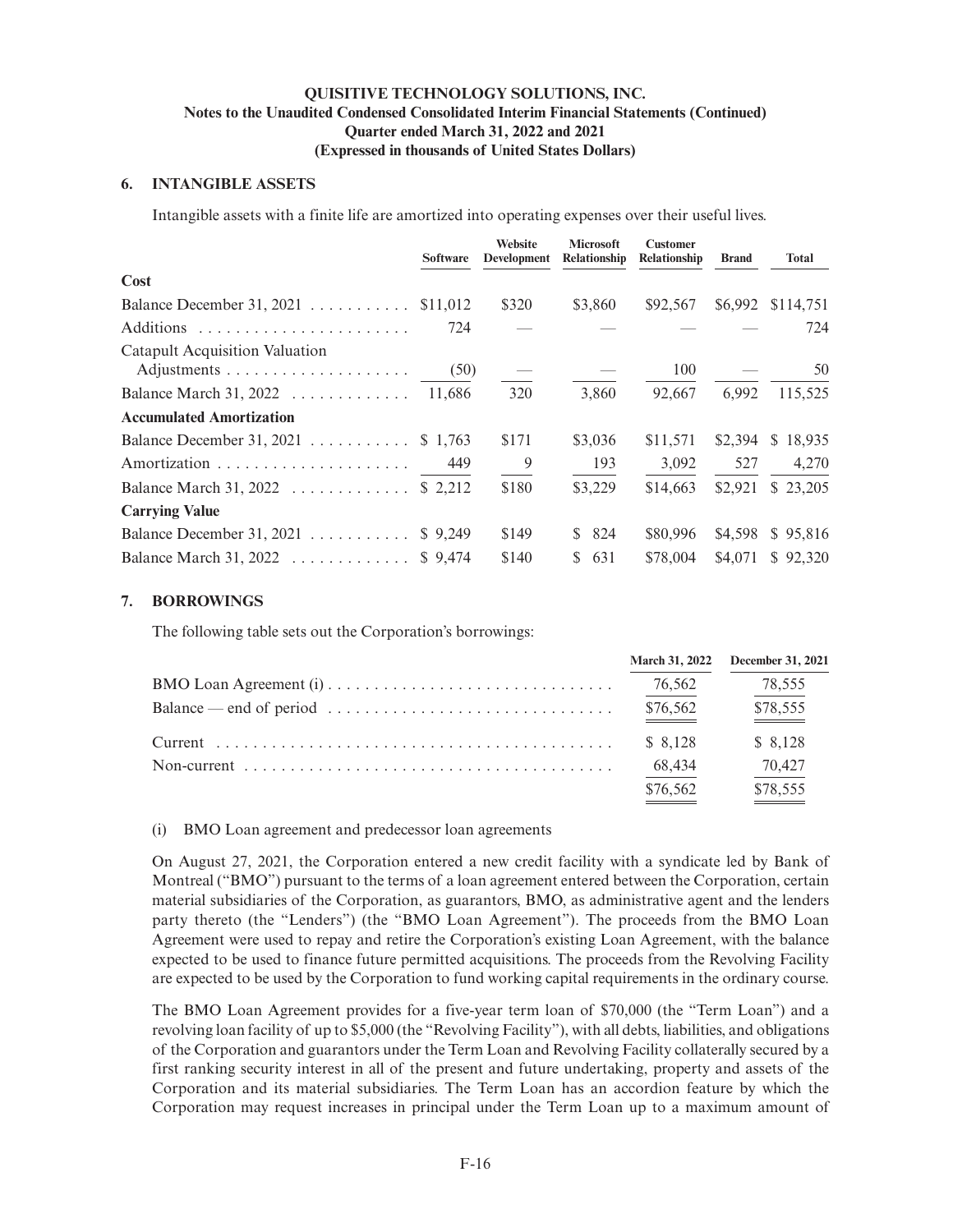**QUISITIVE TECHNOLOGY SOLUTIONS, INC.**
**Notes to the Unaudited Condensed Consolidated Interim Financial Statements (Continued)**
**Quarter ended March 31, 2022 and 2021**
**(Expressed in thousands of United States Dollars)**

## 6. INTANGIBLE ASSETS

Intangible assets with a finite life are amortized into operating expenses over their useful lives.

| | Software | Website Development | Microsoft Relationship | Customer Relationship | Brand | Total |
|---|---|---|---|---|---|---|
| **Cost** | | | | | | |
| Balance December 31, 2021 | $11,012 | $320 | $3,860 | $92,567 | $6,992 | $114,751 |
| Additions | 724 | — | — | — | — | 724 |
| Catapult Acquisition Valuation Adjustments | (50) | — | — | 100 | — | 50 |
| Balance March 31, 2022 | 11,686 | 320 | 3,860 | 92,667 | 6,992 | 115,525 |
| **Accumulated Amortization** | | | | | | |
| Balance December 31, 2021 | $ 1,763 | $171 | $3,036 | $11,571 | $2,394 | $ 18,935 |
| Amortization | 449 | 9 | 193 | 3,092 | 527 | 4,270 |
| Balance March 31, 2022 | $ 2,212 | $180 | $3,229 | $14,663 | $2,921 | $ 23,205 |
| **Carrying Value** | | | | | | |
| Balance December 31, 2021 | $ 9,249 | $149 | $ 824 | $80,996 | $4,598 | $ 95,816 |
| Balance March 31, 2022 | $ 9,474 | $140 | $ 631 | $78,004 | $4,071 | $ 92,320 |

## 7. BORROWINGS

The following table sets out the Corporation's borrowings:

| | March 31, 2022 | December 31, 2021 |
|---|---|---|
| BMO Loan Agreement (i) | 76,562 | 78,555 |
| Balance — end of period | $76,562 | $78,555 |
| Current | $ 8,128 | $ 8,128 |
| Non-current | 68,434 | 70,427 |
| | $76,562 | $78,555 |

(i) BMO Loan agreement and predecessor loan agreements

On August 27, 2021, the Corporation entered a new credit facility with a syndicate led by Bank of Montreal ("BMO") pursuant to the terms of a loan agreement entered between the Corporation, certain material subsidiaries of the Corporation, as guarantors, BMO, as administrative agent and the lenders party thereto (the "Lenders") (the "BMO Loan Agreement"). The proceeds from the BMO Loan Agreement were used to repay and retire the Corporation's existing Loan Agreement, with the balance expected to be used to finance future permitted acquisitions. The proceeds from the Revolving Facility are expected to be used by the Corporation to fund working capital requirements in the ordinary course.

The BMO Loan Agreement provides for a five-year term loan of $70,000 (the "Term Loan") and a revolving loan facility of up to $5,000 (the "Revolving Facility"), with all debts, liabilities, and obligations of the Corporation and guarantors under the Term Loan and Revolving Facility collaterally secured by a first ranking security interest in all of the present and future undertaking, property and assets of the Corporation and its material subsidiaries. The Term Loan has an accordion feature by which the Corporation may request increases in principal under the Term Loan up to a maximum amount of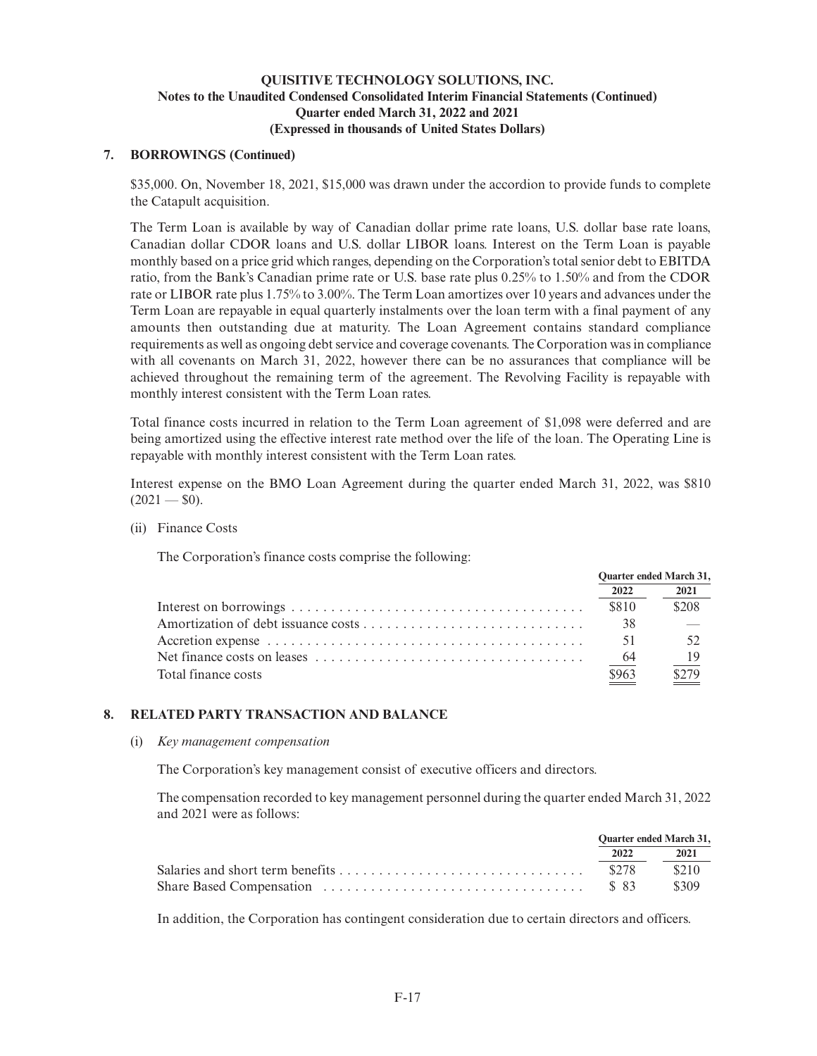## 7. BORROWINGS (Continued)

$35,000. On, November 18, 2021, $15,000 was drawn under the accordion to provide funds to complete the Catapult acquisition.

The Term Loan is available by way of Canadian dollar prime rate loans, U.S. dollar base rate loans, Canadian dollar CDOR loans and U.S. dollar LIBOR loans. Interest on the Term Loan is payable monthly based on a price grid which ranges, depending on the Corporation's total senior debt to EBITDA ratio, from the Bank's Canadian prime rate or U.S. base rate plus 0.25% to 1.50% and from the CDOR rate or LIBOR rate plus 1.75% to 3.00%. The Term Loan amortizes over 10 years and advances under the Term Loan are repayable in equal quarterly instalments over the loan term with a final payment of any amounts then outstanding due at maturity. The Loan Agreement contains standard compliance requirements as well as ongoing debt service and coverage covenants. The Corporation was in compliance with all covenants on March 31, 2022, however there can be no assurances that compliance will be achieved throughout the remaining term of the agreement. The Revolving Facility is repayable with monthly interest consistent with the Term Loan rates.

Total finance costs incurred in relation to the Term Loan agreement of $1,098 were deferred and are being amortized using the effective interest rate method over the life of the loan. The Operating Line is repayable with monthly interest consistent with the Term Loan rates.

Interest expense on the BMO Loan Agreement during the quarter ended March 31, 2022, was $810 (2021 — $0).

(ii) Finance Costs

The Corporation's finance costs comprise the following:

| | Quarter ended March 31, | |
|---|---|---|
| | 2022 | 2021 |
| Interest on borrowings | $810 | $208 |
| Amortization of debt issuance costs | 38 | — |
| Accretion expense | 51 | 52 |
| Net finance costs on leases | 64 | 19 |
| Total finance costs | $963 | $279 |

## 8. RELATED PARTY TRANSACTION AND BALANCE

(i) *Key management compensation*

The Corporation's key management consist of executive officers and directors.

The compensation recorded to key management personnel during the quarter ended March 31, 2022 and 2021 were as follows:

| | Quarter ended March 31, | |
|---|---|---|
| | 2022 | 2021 |
| Salaries and short term benefits | $278 | $210 |
| Share Based Compensation | $ 83 | $309 |

In addition, the Corporation has contingent consideration due to certain directors and officers.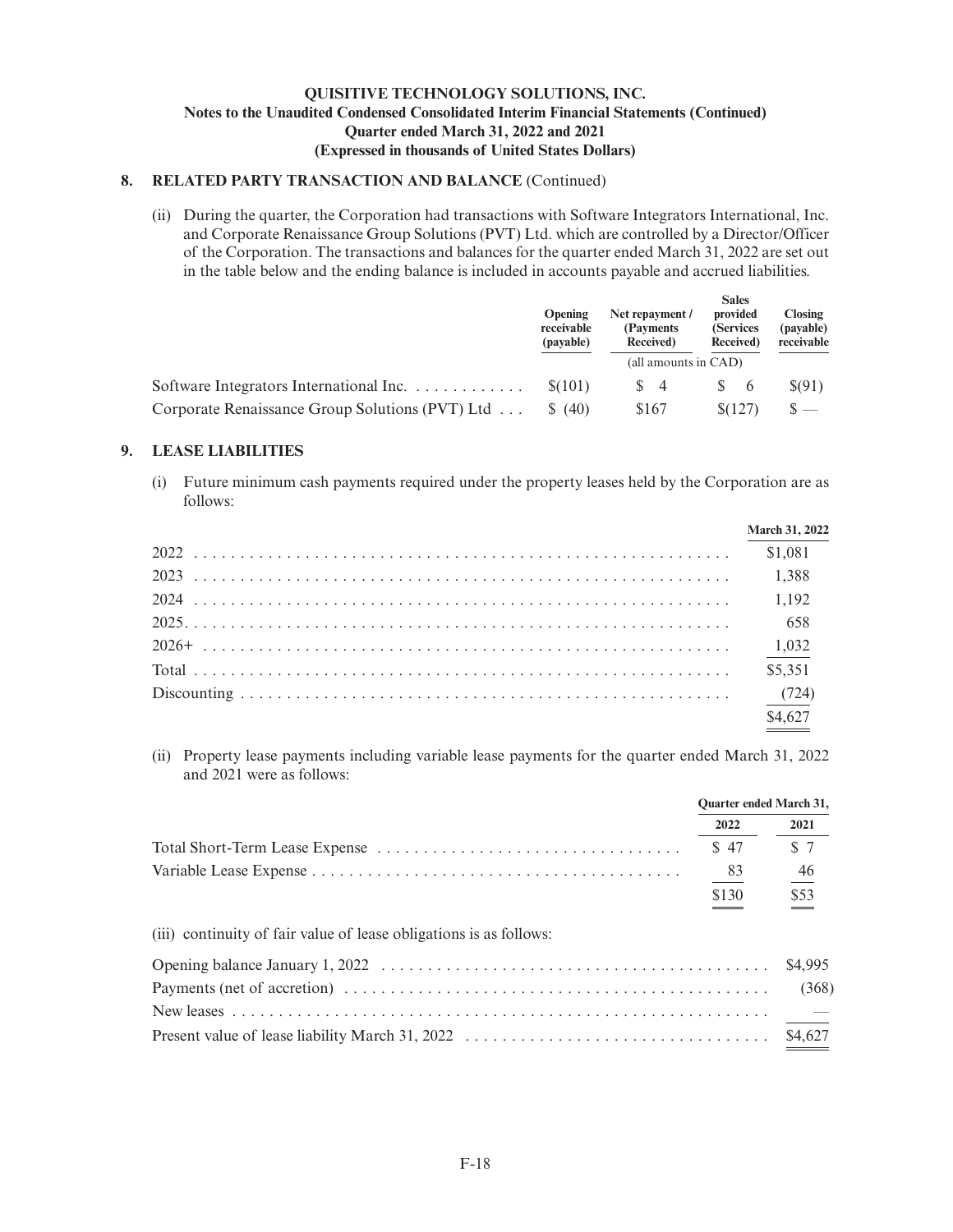**QUISITIVE TECHNOLOGY SOLUTIONS, INC.**
**Notes to the Unaudited Condensed Consolidated Interim Financial Statements (Continued)**
**Quarter ended March 31, 2022 and 2021**
**(Expressed in thousands of United States Dollars)**

## 8. RELATED PARTY TRANSACTION AND BALANCE (Continued)

(ii) During the quarter, the Corporation had transactions with Software Integrators International, Inc. and Corporate Renaissance Group Solutions (PVT) Ltd. which are controlled by a Director/Officer of the Corporation. The transactions and balances for the quarter ended March 31, 2022 are set out in the table below and the ending balance is included in accounts payable and accrued liabilities.

| | Opening receivable (payable) | Net repayment / (Payments Received) | Sales provided (Services Received) | Closing (payable) receivable |
|---|---|---|---|---|
| | | (all amounts in CAD) | | |
| Software Integrators International Inc. | $(101) | $ 4 | $ 6 | $(91) |
| Corporate Renaissance Group Solutions (PVT) Ltd | $ (40) | $167 | $(127) | $ — |

## 9. LEASE LIABILITIES

(i) Future minimum cash payments required under the property leases held by the Corporation are as follows:

| | March 31, 2022 |
|---|---|
| 2022 | $1,081 |
| 2023 | 1,388 |
| 2024 | 1,192 |
| 2025 | 658 |
| 2026+ | 1,032 |
| Total | $5,351 |
| Discounting | (724) |
| | $4,627 |

(ii) Property lease payments including variable lease payments for the quarter ended March 31, 2022 and 2021 were as follows:

| | Quarter ended March 31, | |
|---|---|---|
| | 2022 | 2021 |
| Total Short-Term Lease Expense | $ 47 | $ 7 |
| Variable Lease Expense | 83 | 46 |
| | $130 | $53 |

(iii) continuity of fair value of lease obligations is as follows:

| | |
|---|---|
| Opening balance January 1, 2022 | $4,995 |
| Payments (net of accretion) | (368) |
| New leases | — |
| Present value of lease liability March 31, 2022 | $4,627 |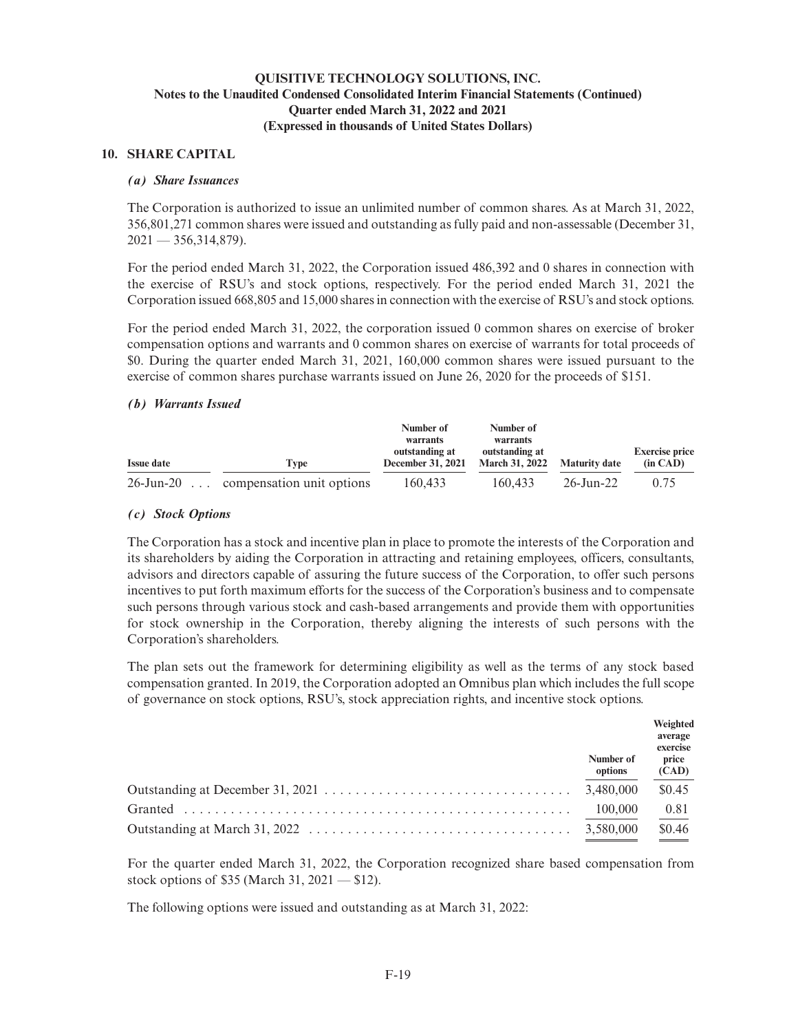### 10. SHARE CAPITAL

#### *(a) Share Issuances*

The Corporation is authorized to issue an unlimited number of common shares. As at March 31, 2022, 356,801,271 common shares were issued and outstanding as fully paid and non-assessable (December 31, 2021 — 356,314,879).

For the period ended March 31, 2022, the Corporation issued 486,392 and 0 shares in connection with the exercise of RSU's and stock options, respectively. For the period ended March 31, 2021 the Corporation issued 668,805 and 15,000 shares in connection with the exercise of RSU's and stock options.

For the period ended March 31, 2022, the corporation issued 0 common shares on exercise of broker compensation options and warrants and 0 common shares on exercise of warrants for total proceeds of $0. During the quarter ended March 31, 2021, 160,000 common shares were issued pursuant to the exercise of common shares purchase warrants issued on June 26, 2020 for the proceeds of $151.

#### *(b) Warrants Issued*

| Issue date | Type | Number of warrants outstanding at December 31, 2021 | Number of warrants outstanding at March 31, 2022 | Maturity date | Exercise price (in CAD) |
|---|---|---|---|---|---|
| 26-Jun-20 . . . | compensation unit options | 160,433 | 160,433 | 26-Jun-22 | 0.75 |

#### *(c) Stock Options*

The Corporation has a stock and incentive plan in place to promote the interests of the Corporation and its shareholders by aiding the Corporation in attracting and retaining employees, officers, consultants, advisors and directors capable of assuring the future success of the Corporation, to offer such persons incentives to put forth maximum efforts for the success of the Corporation's business and to compensate such persons through various stock and cash-based arrangements and provide them with opportunities for stock ownership in the Corporation, thereby aligning the interests of such persons with the Corporation's shareholders.

The plan sets out the framework for determining eligibility as well as the terms of any stock based compensation granted. In 2019, the Corporation adopted an Omnibus plan which includes the full scope of governance on stock options, RSU's, stock appreciation rights, and incentive stock options.

| | Number of options | Weighted average exercise price (CAD) |
|---|---|---|
| Outstanding at December 31, 2021 | 3,480,000 | $0.45 |
| Granted | 100,000 | 0.81 |
| Outstanding at March 31, 2022 | 3,580,000 | $0.46 |

For the quarter ended March 31, 2022, the Corporation recognized share based compensation from stock options of $35 (March 31, 2021 — $12).

The following options were issued and outstanding as at March 31, 2022: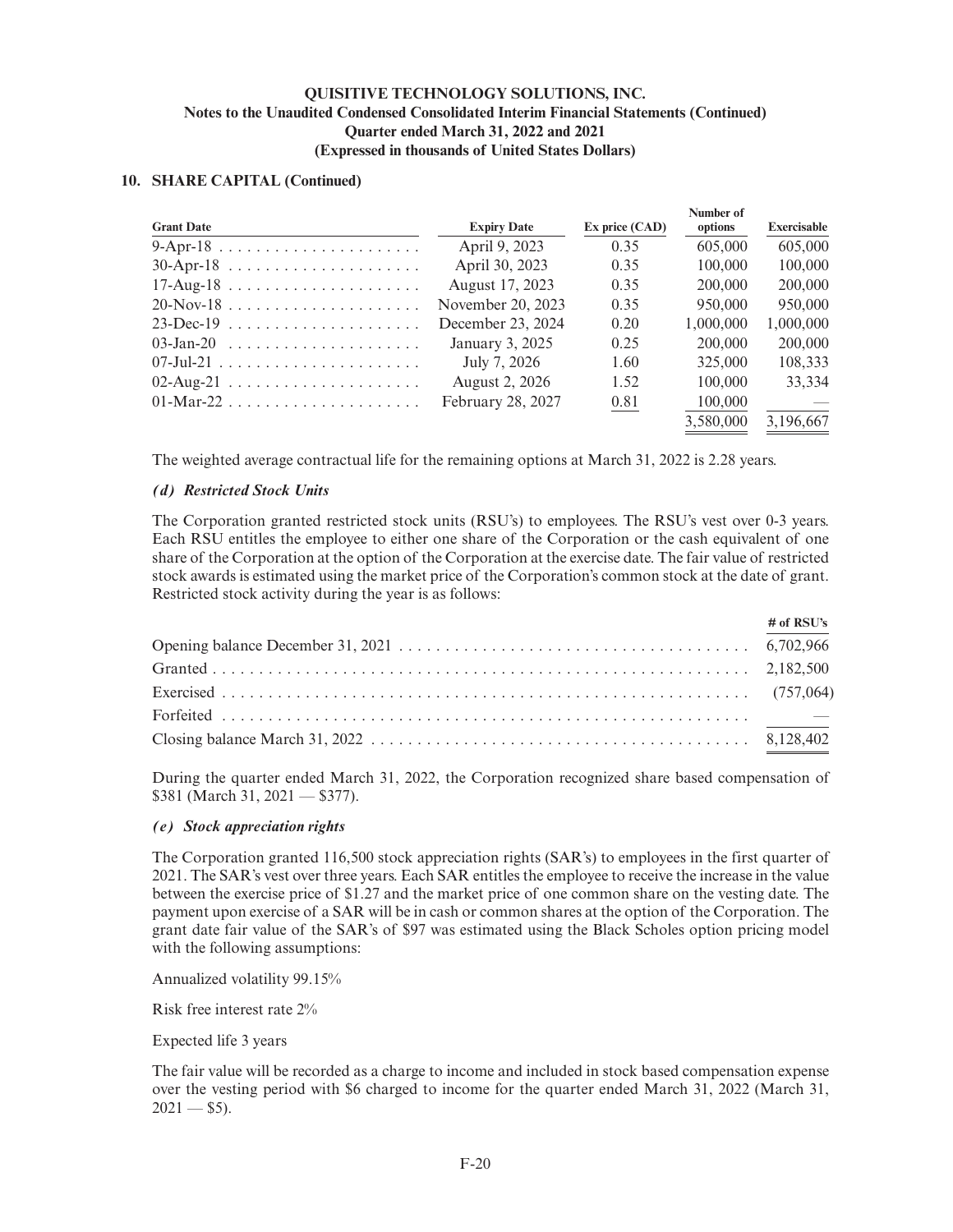**QUISITIVE TECHNOLOGY SOLUTIONS, INC.**
**Notes to the Unaudited Condensed Consolidated Interim Financial Statements (Continued)**
**Quarter ended March 31, 2022 and 2021**
**(Expressed in thousands of United States Dollars)**

## 10. SHARE CAPITAL (Continued)

| Grant Date | Expiry Date | Ex price (CAD) | Number of options | Exercisable |
|---|---|---|---|---|
| 9-Apr-18 | April 9, 2023 | 0.35 | 605,000 | 605,000 |
| 30-Apr-18 | April 30, 2023 | 0.35 | 100,000 | 100,000 |
| 17-Aug-18 | August 17, 2023 | 0.35 | 200,000 | 200,000 |
| 20-Nov-18 | November 20, 2023 | 0.35 | 950,000 | 950,000 |
| 23-Dec-19 | December 23, 2024 | 0.20 | 1,000,000 | 1,000,000 |
| 03-Jan-20 | January 3, 2025 | 0.25 | 200,000 | 200,000 |
| 07-Jul-21 | July 7, 2026 | 1.60 | 325,000 | 108,333 |
| 02-Aug-21 | August 2, 2026 | 1.52 | 100,000 | 33,334 |
| 01-Mar-22 | February 28, 2027 | 0.81 | 100,000 | — |
| | | | 3,580,000 | 3,196,667 |

The weighted average contractual life for the remaining options at March 31, 2022 is 2.28 years.

### *(d) Restricted Stock Units*

The Corporation granted restricted stock units (RSU's) to employees. The RSU's vest over 0-3 years. Each RSU entitles the employee to either one share of the Corporation or the cash equivalent of one share of the Corporation at the option of the Corporation at the exercise date. The fair value of restricted stock awards is estimated using the market price of the Corporation's common stock at the date of grant. Restricted stock activity during the year is as follows:

| | # of RSU's |
|---|---|
| Opening balance December 31, 2021 | 6,702,966 |
| Granted | 2,182,500 |
| Exercised | (757,064) |
| Forfeited | — |
| Closing balance March 31, 2022 | 8,128,402 |

During the quarter ended March 31, 2022, the Corporation recognized share based compensation of $381 (March 31, 2021 — $377).

### *(e) Stock appreciation rights*

The Corporation granted 116,500 stock appreciation rights (SAR's) to employees in the first quarter of 2021. The SAR's vest over three years. Each SAR entitles the employee to receive the increase in the value between the exercise price of $1.27 and the market price of one common share on the vesting date. The payment upon exercise of a SAR will be in cash or common shares at the option of the Corporation. The grant date fair value of the SAR's of $97 was estimated using the Black Scholes option pricing model with the following assumptions:

Annualized volatility 99.15%

Risk free interest rate 2%

Expected life 3 years

The fair value will be recorded as a charge to income and included in stock based compensation expense over the vesting period with $6 charged to income for the quarter ended March 31, 2022 (March 31, 2021 — $5).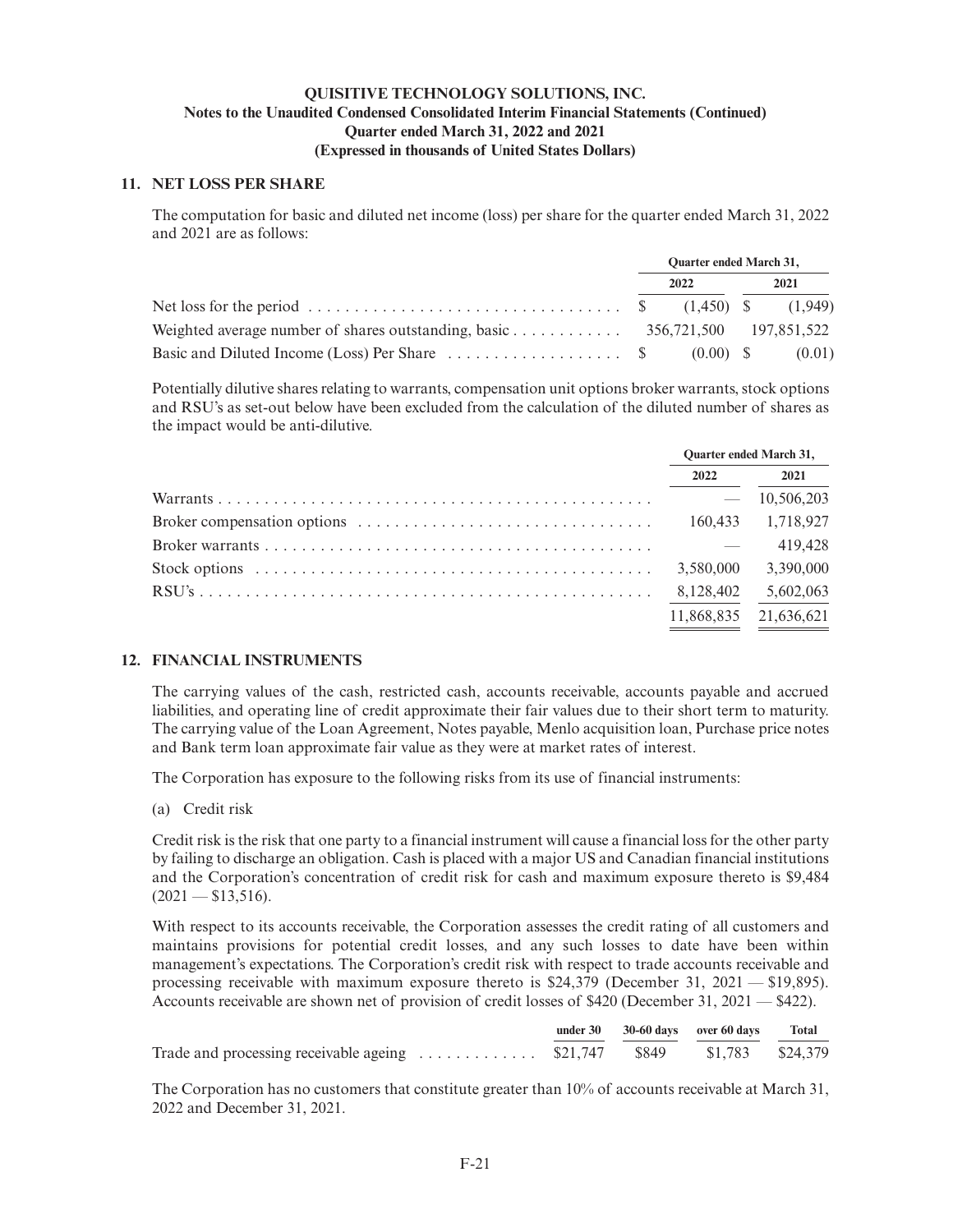**QUISITIVE TECHNOLOGY SOLUTIONS, INC.**
**Notes to the Unaudited Condensed Consolidated Interim Financial Statements (Continued)**
**Quarter ended March 31, 2022 and 2021**
**(Expressed in thousands of United States Dollars)**

## 11. NET LOSS PER SHARE

The computation for basic and diluted net income (loss) per share for the quarter ended March 31, 2022 and 2021 are as follows:

| | Quarter ended March 31, | |
|---|---|---|
| | 2022 | 2021 |
| Net loss for the period | $ (1,450) | $ (1,949) |
| Weighted average number of shares outstanding, basic | 356,721,500 | 197,851,522 |
| Basic and Diluted Income (Loss) Per Share | $ (0.00) | $ (0.01) |

Potentially dilutive shares relating to warrants, compensation unit options broker warrants, stock options and RSU's as set-out below have been excluded from the calculation of the diluted number of shares as the impact would be anti-dilutive.

| | Quarter ended March 31, | |
|---|---|---|
| | 2022 | 2021 |
| Warrants | — | 10,506,203 |
| Broker compensation options | 160,433 | 1,718,927 |
| Broker warrants | — | 419,428 |
| Stock options | 3,580,000 | 3,390,000 |
| RSU's | 8,128,402 | 5,602,063 |
| | 11,868,835 | 21,636,621 |

## 12. FINANCIAL INSTRUMENTS

The carrying values of the cash, restricted cash, accounts receivable, accounts payable and accrued liabilities, and operating line of credit approximate their fair values due to their short term to maturity. The carrying value of the Loan Agreement, Notes payable, Menlo acquisition loan, Purchase price notes and Bank term loan approximate fair value as they were at market rates of interest.

The Corporation has exposure to the following risks from its use of financial instruments:

(a) Credit risk

Credit risk is the risk that one party to a financial instrument will cause a financial loss for the other party by failing to discharge an obligation. Cash is placed with a major US and Canadian financial institutions and the Corporation's concentration of credit risk for cash and maximum exposure thereto is $9,484 (2021 — $13,516).

With respect to its accounts receivable, the Corporation assesses the credit rating of all customers and maintains provisions for potential credit losses, and any such losses to date have been within management's expectations. The Corporation's credit risk with respect to trade accounts receivable and processing receivable with maximum exposure thereto is $24,379 (December 31, 2021 — $19,895). Accounts receivable are shown net of provision of credit losses of $420 (December 31, 2021 — $422).

| | under 30 | 30-60 days | over 60 days | Total |
|---|---|---|---|---|
| Trade and processing receivable ageing | $21,747 | $849 | $1,783 | $24,379 |

The Corporation has no customers that constitute greater than 10% of accounts receivable at March 31, 2022 and December 31, 2021.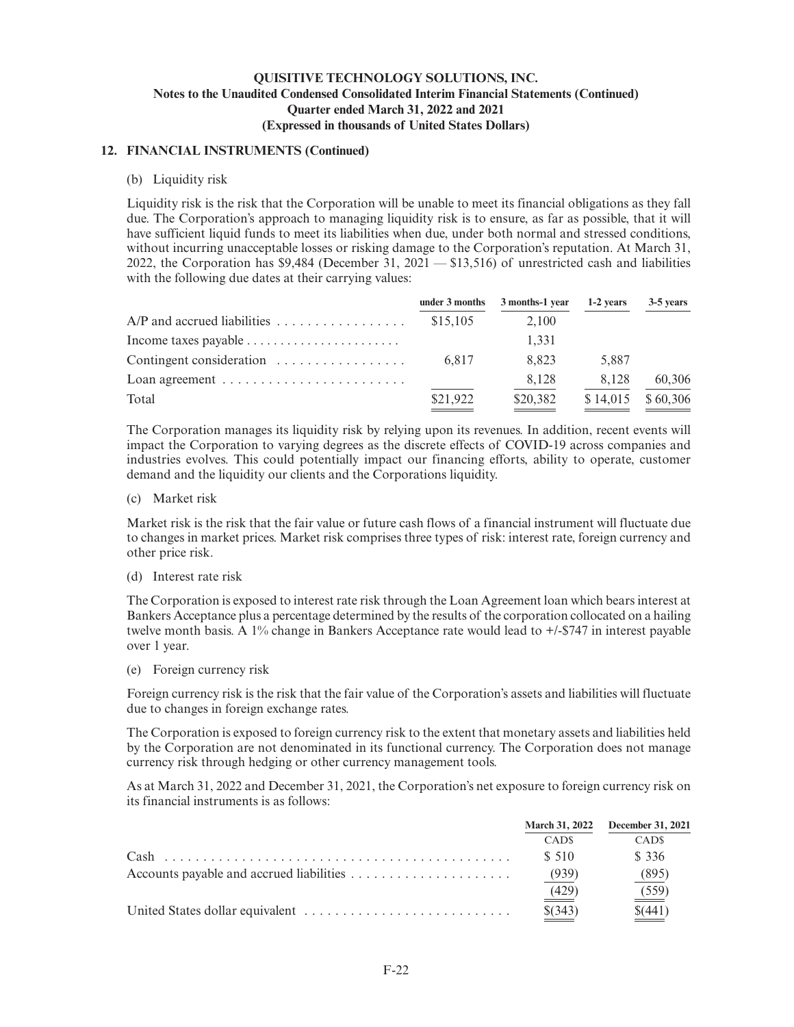QUISITIVE TECHNOLOGY SOLUTIONS, INC.
Notes to the Unaudited Condensed Consolidated Interim Financial Statements (Continued)
Quarter ended March 31, 2022 and 2021
(Expressed in thousands of United States Dollars)

## 12. FINANCIAL INSTRUMENTS (Continued)

(b) Liquidity risk

Liquidity risk is the risk that the Corporation will be unable to meet its financial obligations as they fall due. The Corporation's approach to managing liquidity risk is to ensure, as far as possible, that it will have sufficient liquid funds to meet its liabilities when due, under both normal and stressed conditions, without incurring unacceptable losses or risking damage to the Corporation's reputation. At March 31, 2022, the Corporation has $9,484 (December 31, 2021 — $13,516) of unrestricted cash and liabilities with the following due dates at their carrying values:

| | under 3 months | 3 months-1 year | 1-2 years | 3-5 years |
|---|---|---|---|---|
| A/P and accrued liabilities | $15,105 | 2,100 | | |
| Income taxes payable | | 1,331 | | |
| Contingent consideration | 6,817 | 8,823 | 5,887 | |
| Loan agreement | | 8,128 | 8,128 | 60,306 |
| Total | $21,922 | $20,382 | $ 14,015 | $ 60,306 |

The Corporation manages its liquidity risk by relying upon its revenues. In addition, recent events will impact the Corporation to varying degrees as the discrete effects of COVID-19 across companies and industries evolves. This could potentially impact our financing efforts, ability to operate, customer demand and the liquidity our clients and the Corporations liquidity.

(c) Market risk

Market risk is the risk that the fair value or future cash flows of a financial instrument will fluctuate due to changes in market prices. Market risk comprises three types of risk: interest rate, foreign currency and other price risk.

(d) Interest rate risk

The Corporation is exposed to interest rate risk through the Loan Agreement loan which bears interest at Bankers Acceptance plus a percentage determined by the results of the corporation collocated on a hailing twelve month basis. A 1% change in Bankers Acceptance rate would lead to +/-$747 in interest payable over 1 year.

(e) Foreign currency risk

Foreign currency risk is the risk that the fair value of the Corporation's assets and liabilities will fluctuate due to changes in foreign exchange rates.

The Corporation is exposed to foreign currency risk to the extent that monetary assets and liabilities held by the Corporation are not denominated in its functional currency. The Corporation does not manage currency risk through hedging or other currency management tools.

As at March 31, 2022 and December 31, 2021, the Corporation's net exposure to foreign currency risk on its financial instruments is as follows:

| | March 31, 2022 | December 31, 2021 |
|---|---|---|
| | CAD$ | CAD$ |
| Cash | $ 510 | $ 336 |
| Accounts payable and accrued liabilities | (939) | (895) |
| | (429) | (559) |
| United States dollar equivalent | $(343) | $(441) |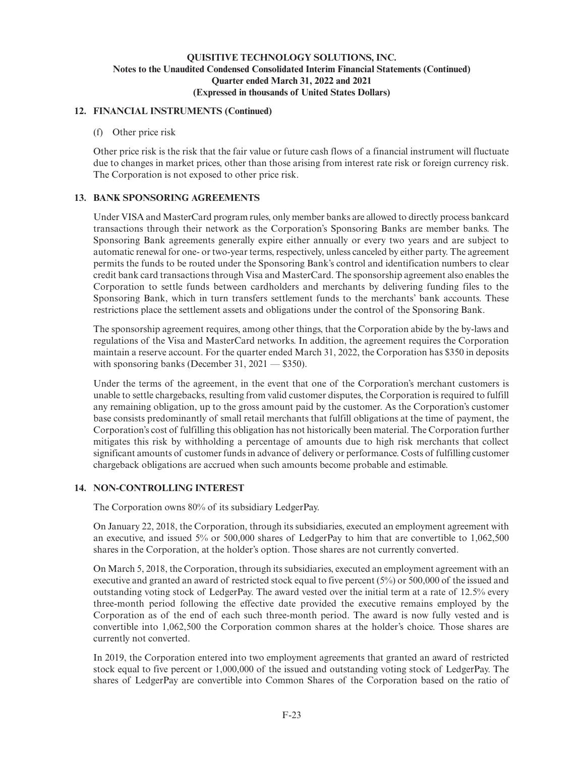## 12. FINANCIAL INSTRUMENTS (Continued)

(f) Other price risk

Other price risk is the risk that the fair value or future cash flows of a financial instrument will fluctuate due to changes in market prices, other than those arising from interest rate risk or foreign currency risk. The Corporation is not exposed to other price risk.

## 13. BANK SPONSORING AGREEMENTS

Under VISA and MasterCard program rules, only member banks are allowed to directly process bankcard transactions through their network as the Corporation's Sponsoring Banks are member banks. The Sponsoring Bank agreements generally expire either annually or every two years and are subject to automatic renewal for one- or two-year terms, respectively, unless canceled by either party. The agreement permits the funds to be routed under the Sponsoring Bank's control and identification numbers to clear credit bank card transactions through Visa and MasterCard. The sponsorship agreement also enables the Corporation to settle funds between cardholders and merchants by delivering funding files to the Sponsoring Bank, which in turn transfers settlement funds to the merchants' bank accounts. These restrictions place the settlement assets and obligations under the control of the Sponsoring Bank.

The sponsorship agreement requires, among other things, that the Corporation abide by the by-laws and regulations of the Visa and MasterCard networks. In addition, the agreement requires the Corporation maintain a reserve account. For the quarter ended March 31, 2022, the Corporation has $350 in deposits with sponsoring banks (December 31, 2021 — $350).

Under the terms of the agreement, in the event that one of the Corporation's merchant customers is unable to settle chargebacks, resulting from valid customer disputes, the Corporation is required to fulfill any remaining obligation, up to the gross amount paid by the customer. As the Corporation's customer base consists predominantly of small retail merchants that fulfill obligations at the time of payment, the Corporation's cost of fulfilling this obligation has not historically been material. The Corporation further mitigates this risk by withholding a percentage of amounts due to high risk merchants that collect significant amounts of customer funds in advance of delivery or performance. Costs of fulfilling customer chargeback obligations are accrued when such amounts become probable and estimable.

## 14. NON-CONTROLLING INTEREST

The Corporation owns 80% of its subsidiary LedgerPay.

On January 22, 2018, the Corporation, through its subsidiaries, executed an employment agreement with an executive, and issued 5% or 500,000 shares of LedgerPay to him that are convertible to 1,062,500 shares in the Corporation, at the holder's option. Those shares are not currently converted.

On March 5, 2018, the Corporation, through its subsidiaries, executed an employment agreement with an executive and granted an award of restricted stock equal to five percent (5%) or 500,000 of the issued and outstanding voting stock of LedgerPay. The award vested over the initial term at a rate of 12.5% every three-month period following the effective date provided the executive remains employed by the Corporation as of the end of each such three-month period. The award is now fully vested and is convertible into 1,062,500 the Corporation common shares at the holder's choice. Those shares are currently not converted.

In 2019, the Corporation entered into two employment agreements that granted an award of restricted stock equal to five percent or 1,000,000 of the issued and outstanding voting stock of LedgerPay. The shares of LedgerPay are convertible into Common Shares of the Corporation based on the ratio of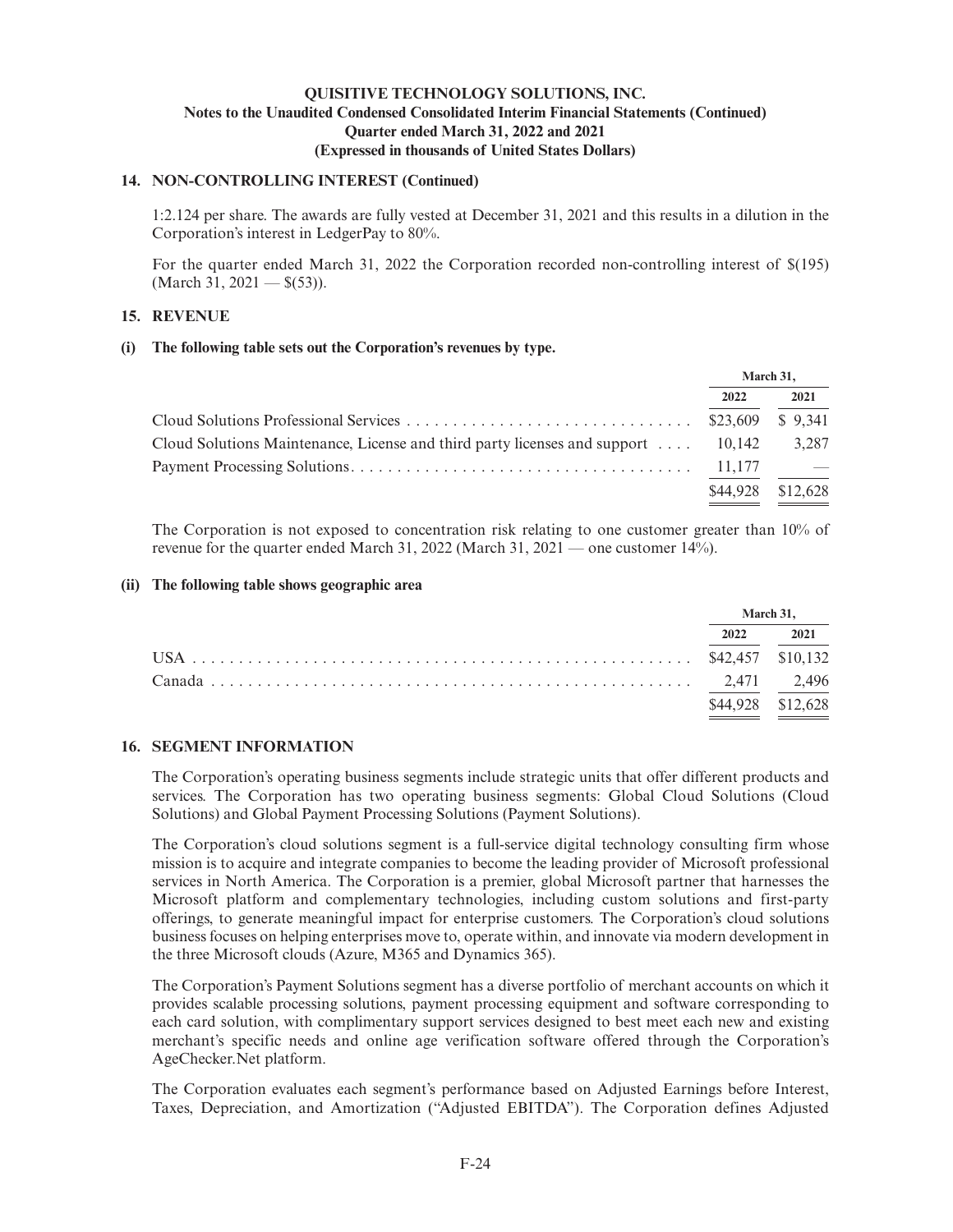## 14. NON-CONTROLLING INTEREST (Continued)

1:2.124 per share. The awards are fully vested at December 31, 2021 and this results in a dilution in the Corporation's interest in LedgerPay to 80%.

For the quarter ended March 31, 2022 the Corporation recorded non-controlling interest of $(195) (March 31, 2021 — $(53)).

## 15. REVENUE

**(i) The following table sets out the Corporation's revenues by type.**

| | March 31, | |
|---|---|---|
| | 2022 | 2021 |
| Cloud Solutions Professional Services | $23,609 | $ 9,341 |
| Cloud Solutions Maintenance, License and third party licenses and support | 10,142 | 3,287 |
| Payment Processing Solutions | 11,177 | — |
| | $44,928 | $12,628 |

The Corporation is not exposed to concentration risk relating to one customer greater than 10% of revenue for the quarter ended March 31, 2022 (March 31, 2021 — one customer 14%).

**(ii) The following table shows geographic area**

| | March 31, | |
|---|---|---|
| | 2022 | 2021 |
| USA | $42,457 | $10,132 |
| Canada | 2,471 | 2,496 |
| | $44,928 | $12,628 |

## 16. SEGMENT INFORMATION

The Corporation's operating business segments include strategic units that offer different products and services. The Corporation has two operating business segments: Global Cloud Solutions (Cloud Solutions) and Global Payment Processing Solutions (Payment Solutions).

The Corporation's cloud solutions segment is a full-service digital technology consulting firm whose mission is to acquire and integrate companies to become the leading provider of Microsoft professional services in North America. The Corporation is a premier, global Microsoft partner that harnesses the Microsoft platform and complementary technologies, including custom solutions and first-party offerings, to generate meaningful impact for enterprise customers. The Corporation's cloud solutions business focuses on helping enterprises move to, operate within, and innovate via modern development in the three Microsoft clouds (Azure, M365 and Dynamics 365).

The Corporation's Payment Solutions segment has a diverse portfolio of merchant accounts on which it provides scalable processing solutions, payment processing equipment and software corresponding to each card solution, with complimentary support services designed to best meet each new and existing merchant's specific needs and online age verification software offered through the Corporation's AgeChecker.Net platform.

The Corporation evaluates each segment's performance based on Adjusted Earnings before Interest, Taxes, Depreciation, and Amortization ("Adjusted EBITDA"). The Corporation defines Adjusted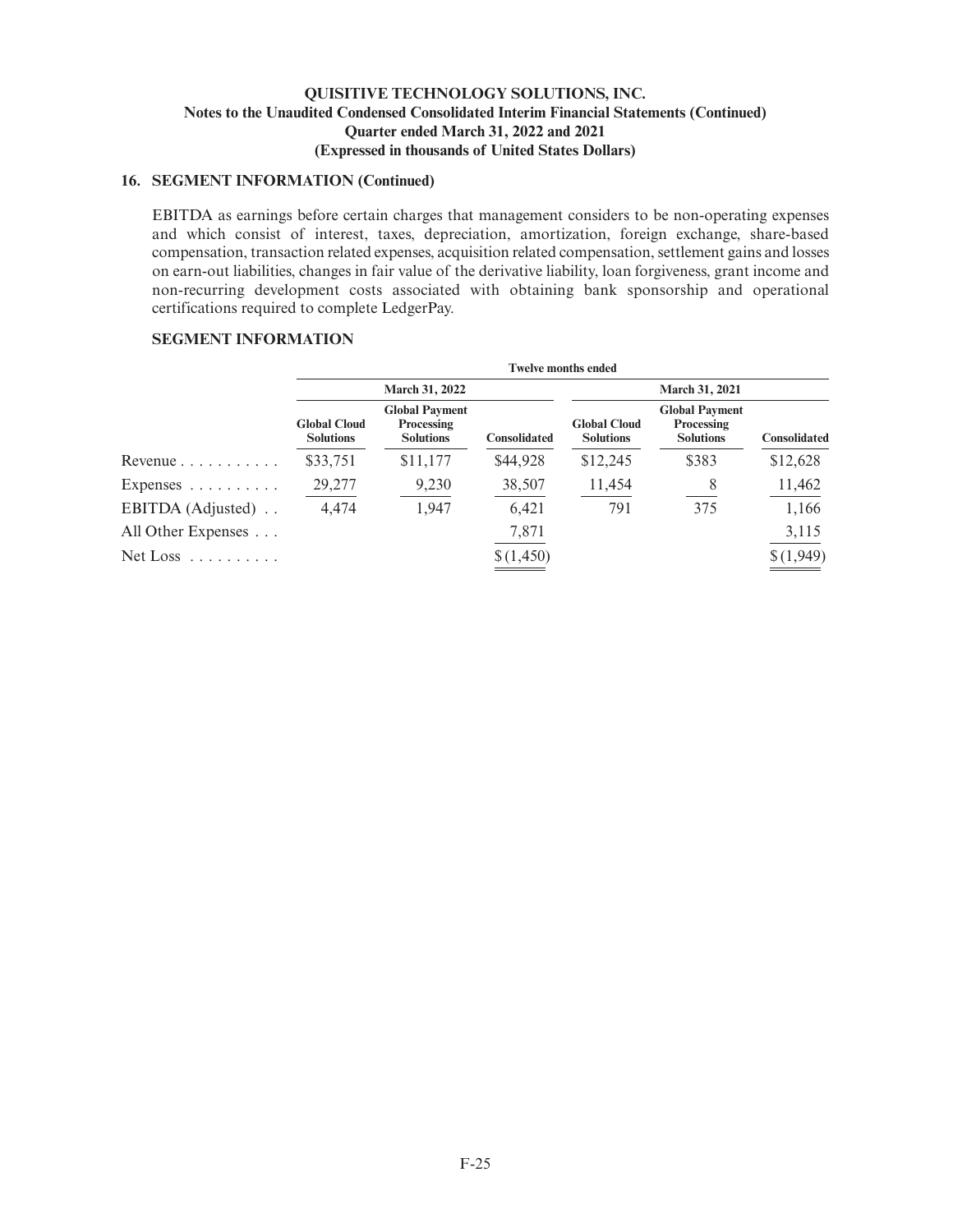## 16. SEGMENT INFORMATION (Continued)

EBITDA as earnings before certain charges that management considers to be non-operating expenses and which consist of interest, taxes, depreciation, amortization, foreign exchange, share-based compensation, transaction related expenses, acquisition related compensation, settlement gains and losses on earn-out liabilities, changes in fair value of the derivative liability, loan forgiveness, grant income and non-recurring development costs associated with obtaining bank sponsorship and operational certifications required to complete LedgerPay.

### SEGMENT INFORMATION

| | Twelve months ended | | | | | |
|---|---|---|---|---|---|---|
| | March 31, 2022 | | | March 31, 2021 | | |
| | Global Cloud Solutions | Global Payment Processing Solutions | Consolidated | Global Cloud Solutions | Global Payment Processing Solutions | Consolidated |
| Revenue | $33,751 | $11,177 | $44,928 | $12,245 | $383 | $12,628 |
| Expenses | 29,277 | 9,230 | 38,507 | 11,454 | 8 | 11,462 |
| EBITDA (Adjusted) | 4,474 | 1,947 | 6,421 | 791 | 375 | 1,166 |
| All Other Expenses | | | 7,871 | | | 3,115 |
| Net Loss | | | $(1,450) | | | $(1,949) |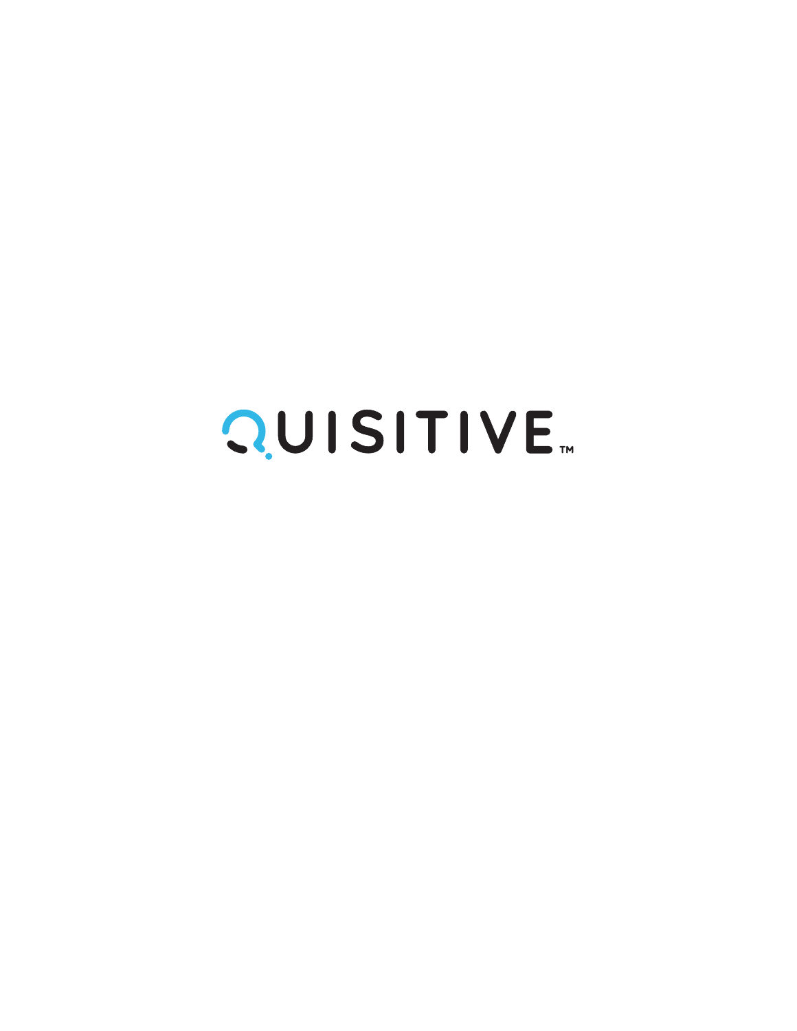QUISITIVE™